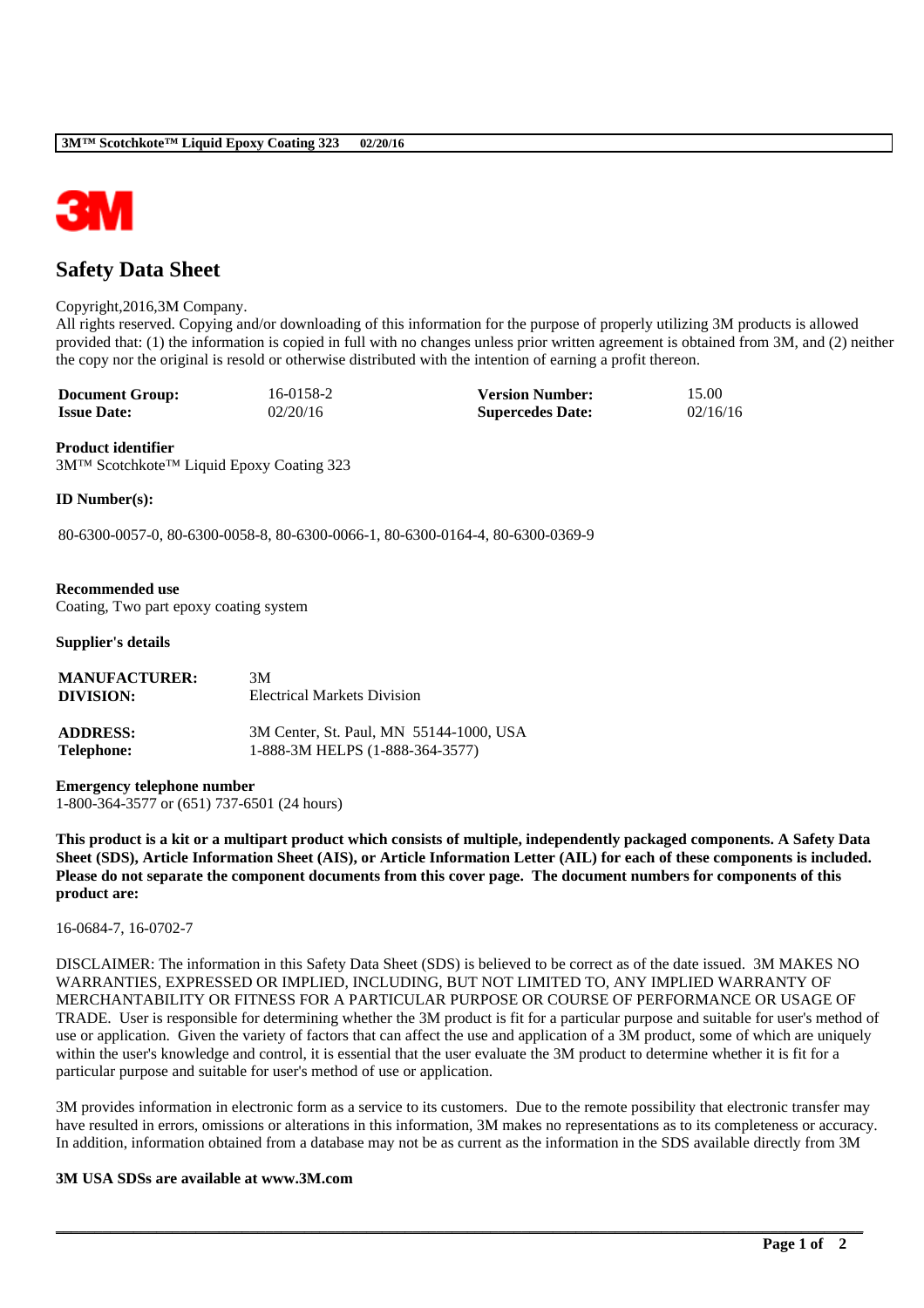# Safety Data Sheet

Copyright,2016,3M Company.
All rights reserved. Copying and/or downloading of this information for the purpose of properly utilizing 3M products is allowed provided that: (1) the information is copied in full with no changes unless prior written agreement is obtained from 3M, and (2) neither the copy nor the original is resold or otherwise distributed with the intention of earning a profit thereon.

| | | | |
|---|---|---|---|
| **Document Group:** | 16-0158-2 | **Version Number:** | 15.00 |
| **Issue Date:** | 02/20/16 | **Supercedes Date:** | 02/16/16 |

**Product identifier**
3M™ Scotchkote™ Liquid Epoxy Coating 323

**ID Number(s):**

80-6300-0057-0, 80-6300-0058-8, 80-6300-0066-1, 80-6300-0164-4, 80-6300-0369-9

**Recommended use**
Coating, Two part epoxy coating system

**Supplier's details**

| | |
|---|---|
| **MANUFACTURER:** | 3M |
| **DIVISION:** | Electrical Markets Division |
| **ADDRESS:** | 3M Center, St. Paul, MN 55144-1000, USA |
| **Telephone:** | 1-888-3M HELPS (1-888-364-3577) |

**Emergency telephone number**
1-800-364-3577 or (651) 737-6501 (24 hours)

**This product is a kit or a multipart product which consists of multiple, independently packaged components. A Safety Data Sheet (SDS), Article Information Sheet (AIS), or Article Information Letter (AIL) for each of these components is included. Please do not separate the component documents from this cover page. The document numbers for components of this product are:**

16-0684-7, 16-0702-7

DISCLAIMER: The information in this Safety Data Sheet (SDS) is believed to be correct as of the date issued. 3M MAKES NO WARRANTIES, EXPRESSED OR IMPLIED, INCLUDING, BUT NOT LIMITED TO, ANY IMPLIED WARRANTY OF MERCHANTABILITY OR FITNESS FOR A PARTICULAR PURPOSE OR COURSE OF PERFORMANCE OR USAGE OF TRADE. User is responsible for determining whether the 3M product is fit for a particular purpose and suitable for user's method of use or application. Given the variety of factors that can affect the use and application of a 3M product, some of which are uniquely within the user's knowledge and control, it is essential that the user evaluate the 3M product to determine whether it is fit for a particular purpose and suitable for user's method of use or application.

3M provides information in electronic form as a service to its customers. Due to the remote possibility that electronic transfer may have resulted in errors, omissions or alterations in this information, 3M makes no representations as to its completeness or accuracy. In addition, information obtained from a database may not be as current as the information in the SDS available directly from 3M

**3M USA SDSs are available at www.3M.com**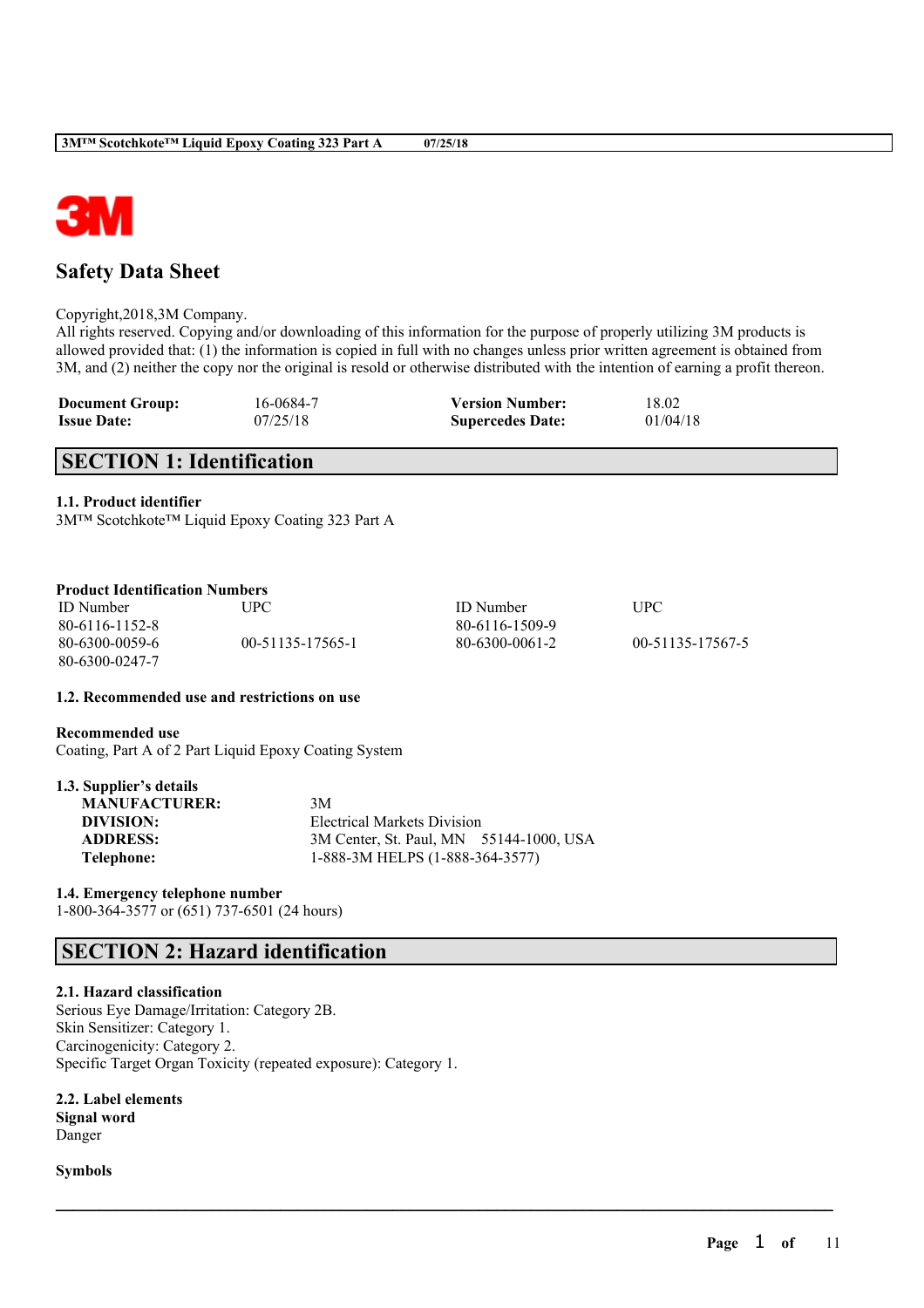# Safety Data Sheet

Copyright,2018,3M Company.
All rights reserved. Copying and/or downloading of this information for the purpose of properly utilizing 3M products is allowed provided that: (1) the information is copied in full with no changes unless prior written agreement is obtained from 3M, and (2) neither the copy nor the original is resold or otherwise distributed with the intention of earning a profit thereon.

| | | | |
|---|---|---|---|
| **Document Group:** | 16-0684-7 | **Version Number:** | 18.02 |
| **Issue Date:** | 07/25/18 | **Supercedes Date:** | 01/04/18 |

## SECTION 1: Identification

### 1.1. Product identifier

3M™ Scotchkote™ Liquid Epoxy Coating 323 Part A

**Product Identification Numbers**

| ID Number | UPC | ID Number | UPC |
|---|---|---|---|
| 80-6116-1152-8 | | 80-6116-1509-9 | |
| 80-6300-0059-6 | 00-51135-17565-1 | 80-6300-0061-2 | 00-51135-17567-5 |
| 80-6300-0247-7 | | | |

### 1.2. Recommended use and restrictions on use

**Recommended use**

Coating, Part A of 2 Part Liquid Epoxy Coating System

### 1.3. Supplier's details

| | |
|---|---|
| **MANUFACTURER:** | 3M |
| **DIVISION:** | Electrical Markets Division |
| **ADDRESS:** | 3M Center, St. Paul, MN 55144-1000, USA |
| **Telephone:** | 1-888-3M HELPS (1-888-364-3577) |

### 1.4. Emergency telephone number

1-800-364-3577 or (651) 737-6501 (24 hours)

## SECTION 2: Hazard identification

### 2.1. Hazard classification

Serious Eye Damage/Irritation: Category 2B.
Skin Sensitizer: Category 1.
Carcinogenicity: Category 2.
Specific Target Organ Toxicity (repeated exposure): Category 1.

### 2.2. Label elements

**Signal word**

Danger

**Symbols**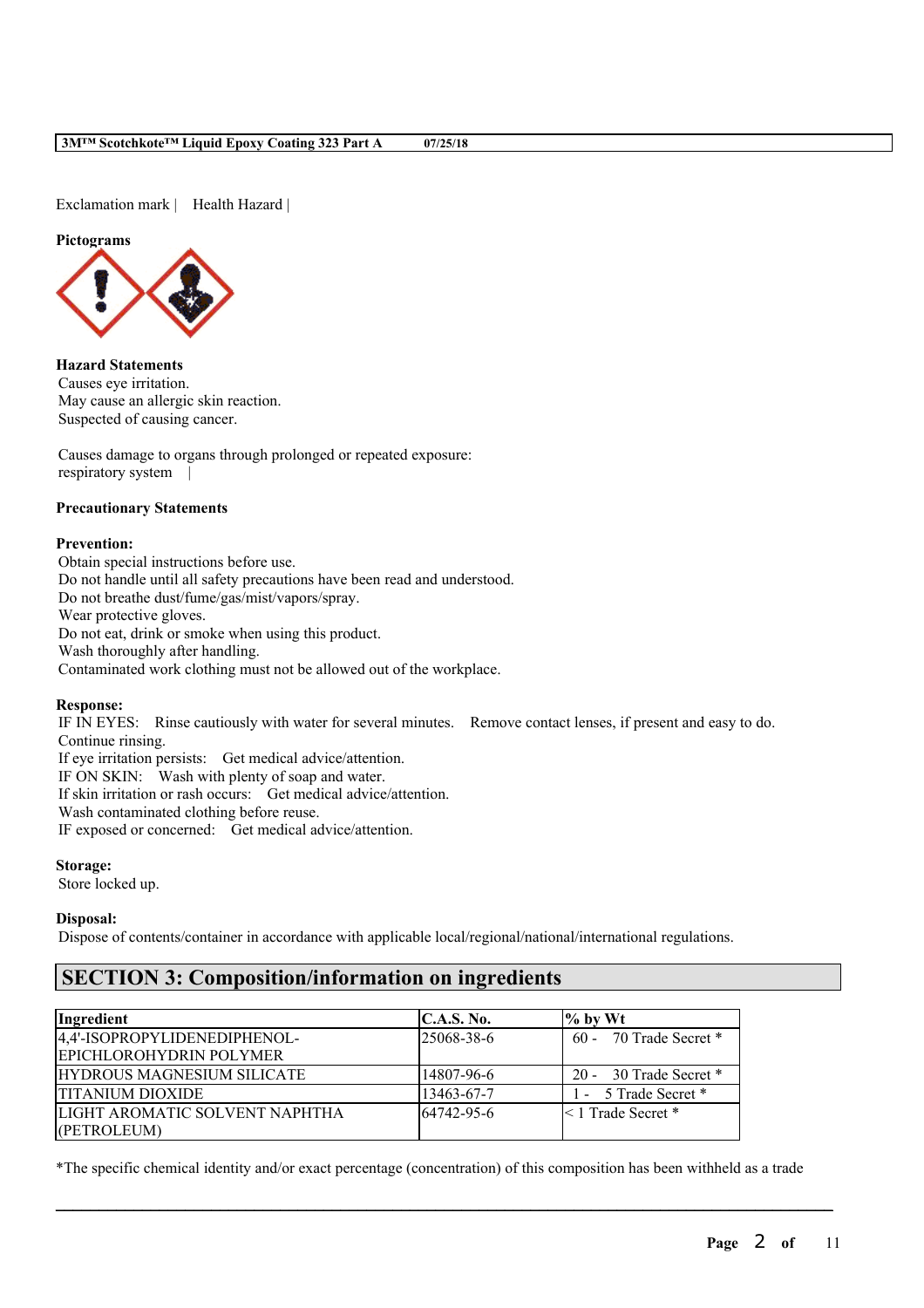Exclamation mark | Health Hazard |

**Pictograms**

**Hazard Statements**
Causes eye irritation.
May cause an allergic skin reaction.
Suspected of causing cancer.

Causes damage to organs through prolonged or repeated exposure:
respiratory system |

**Precautionary Statements**

**Prevention:**
Obtain special instructions before use.
Do not handle until all safety precautions have been read and understood.
Do not breathe dust/fume/gas/mist/vapors/spray.
Wear protective gloves.
Do not eat, drink or smoke when using this product.
Wash thoroughly after handling.
Contaminated work clothing must not be allowed out of the workplace.

**Response:**
IF IN EYES: Rinse cautiously with water for several minutes. Remove contact lenses, if present and easy to do. Continue rinsing.
If eye irritation persists: Get medical advice/attention.
IF ON SKIN: Wash with plenty of soap and water.
If skin irritation or rash occurs: Get medical advice/attention.
Wash contaminated clothing before reuse.
IF exposed or concerned: Get medical advice/attention.

**Storage:**
Store locked up.

**Disposal:**
Dispose of contents/container in accordance with applicable local/regional/national/international regulations.

## SECTION 3: Composition/information on ingredients

| Ingredient | C.A.S. No. | % by Wt |
|---|---|---|
| 4,4'-ISOPROPYLIDENEDIPHENOL-EPICHLOROHYDRIN POLYMER | 25068-38-6 | 60 - 70 Trade Secret * |
| HYDROUS MAGNESIUM SILICATE | 14807-96-6 | 20 - 30 Trade Secret * |
| TITANIUM DIOXIDE | 13463-67-7 | 1 - 5 Trade Secret * |
| LIGHT AROMATIC SOLVENT NAPHTHA (PETROLEUM) | 64742-95-6 | < 1 Trade Secret * |

*The specific chemical identity and/or exact percentage (concentration) of this composition has been withheld as a trade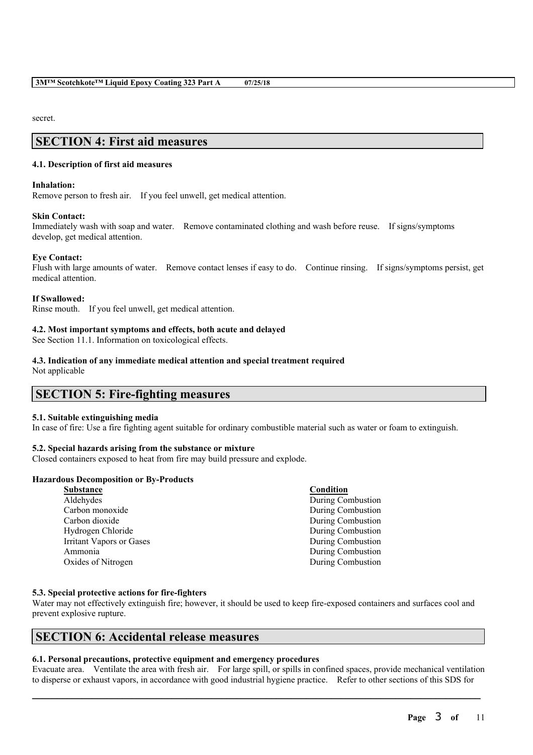secret.

## SECTION 4: First aid measures

### 4.1. Description of first aid measures

**Inhalation:**
Remove person to fresh air. If you feel unwell, get medical attention.

**Skin Contact:**
Immediately wash with soap and water. Remove contaminated clothing and wash before reuse. If signs/symptoms develop, get medical attention.

**Eye Contact:**
Flush with large amounts of water. Remove contact lenses if easy to do. Continue rinsing. If signs/symptoms persist, get medical attention.

**If Swallowed:**
Rinse mouth. If you feel unwell, get medical attention.

### 4.2. Most important symptoms and effects, both acute and delayed

See Section 11.1. Information on toxicological effects.

### 4.3. Indication of any immediate medical attention and special treatment required

Not applicable

## SECTION 5: Fire-fighting measures

### 5.1. Suitable extinguishing media

In case of fire: Use a fire fighting agent suitable for ordinary combustible material such as water or foam to extinguish.

### 5.2. Special hazards arising from the substance or mixture

Closed containers exposed to heat from fire may build pressure and explode.

**Hazardous Decomposition or By-Products**

| Substance | Condition |
| --- | --- |
| Aldehydes | During Combustion |
| Carbon monoxide | During Combustion |
| Carbon dioxide | During Combustion |
| Hydrogen Chloride | During Combustion |
| Irritant Vapors or Gases | During Combustion |
| Ammonia | During Combustion |
| Oxides of Nitrogen | During Combustion |

### 5.3. Special protective actions for fire-fighters

Water may not effectively extinguish fire; however, it should be used to keep fire-exposed containers and surfaces cool and prevent explosive rupture.

## SECTION 6: Accidental release measures

### 6.1. Personal precautions, protective equipment and emergency procedures

Evacuate area. Ventilate the area with fresh air. For large spill, or spills in confined spaces, provide mechanical ventilation to disperse or exhaust vapors, in accordance with good industrial hygiene practice. Refer to other sections of this SDS for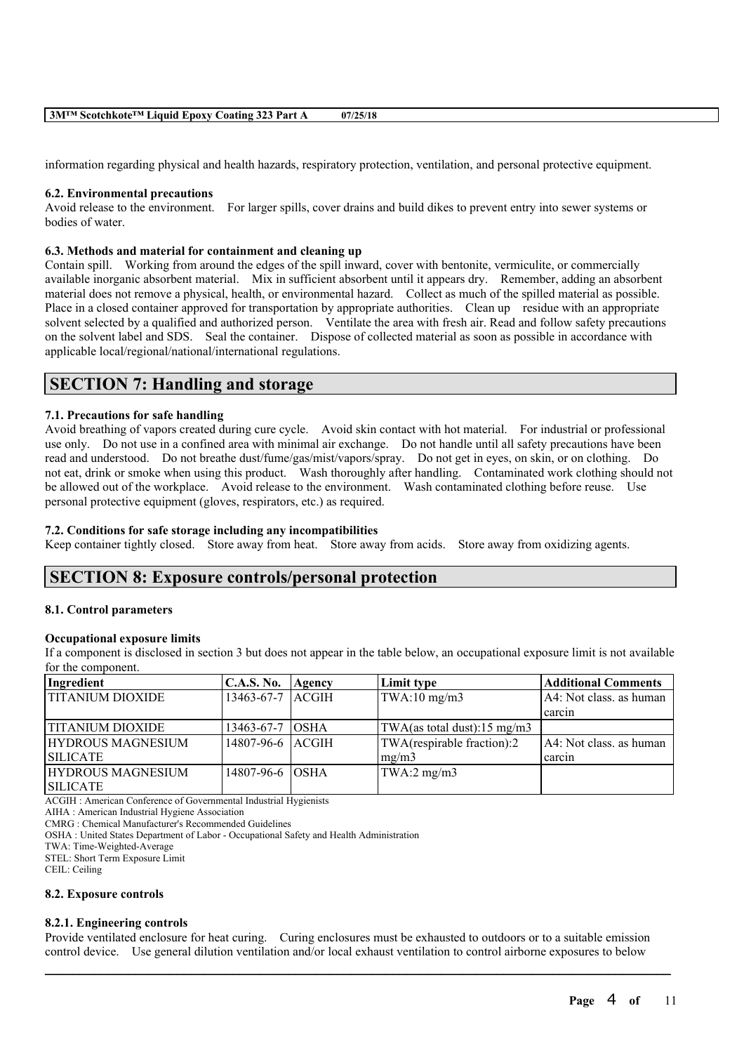information regarding physical and health hazards, respiratory protection, ventilation, and personal protective equipment.

**6.2. Environmental precautions**

Avoid release to the environment. For larger spills, cover drains and build dikes to prevent entry into sewer systems or bodies of water.

**6.3. Methods and material for containment and cleaning up**

Contain spill. Working from around the edges of the spill inward, cover with bentonite, vermiculite, or commercially available inorganic absorbent material. Mix in sufficient absorbent until it appears dry. Remember, adding an absorbent material does not remove a physical, health, or environmental hazard. Collect as much of the spilled material as possible. Place in a closed container approved for transportation by appropriate authorities. Clean up residue with an appropriate solvent selected by a qualified and authorized person. Ventilate the area with fresh air. Read and follow safety precautions on the solvent label and SDS. Seal the container. Dispose of collected material as soon as possible in accordance with applicable local/regional/national/international regulations.

## SECTION 7: Handling and storage

**7.1. Precautions for safe handling**

Avoid breathing of vapors created during cure cycle. Avoid skin contact with hot material. For industrial or professional use only. Do not use in a confined area with minimal air exchange. Do not handle until all safety precautions have been read and understood. Do not breathe dust/fume/gas/mist/vapors/spray. Do not get in eyes, on skin, or on clothing. Do not eat, drink or smoke when using this product. Wash thoroughly after handling. Contaminated work clothing should not be allowed out of the workplace. Avoid release to the environment. Wash contaminated clothing before reuse. Use personal protective equipment (gloves, respirators, etc.) as required.

**7.2. Conditions for safe storage including any incompatibilities**

Keep container tightly closed. Store away from heat. Store away from acids. Store away from oxidizing agents.

## SECTION 8: Exposure controls/personal protection

**8.1. Control parameters**

**Occupational exposure limits**

If a component is disclosed in section 3 but does not appear in the table below, an occupational exposure limit is not available for the component.

| Ingredient | C.A.S. No. | Agency | Limit type | Additional Comments |
|---|---|---|---|---|
| TITANIUM DIOXIDE | 13463-67-7 | ACGIH | TWA:10 mg/m3 | A4: Not class. as human carcin |
| TITANIUM DIOXIDE | 13463-67-7 | OSHA | TWA(as total dust):15 mg/m3 | |
| HYDROUS MAGNESIUM SILICATE | 14807-96-6 | ACGIH | TWA(respirable fraction):2 mg/m3 | A4: Not class. as human carcin |
| HYDROUS MAGNESIUM SILICATE | 14807-96-6 | OSHA | TWA:2 mg/m3 | |

ACGIH : American Conference of Governmental Industrial Hygienists
AIHA : American Industrial Hygiene Association
CMRG : Chemical Manufacturer's Recommended Guidelines
OSHA : United States Department of Labor - Occupational Safety and Health Administration
TWA: Time-Weighted-Average
STEL: Short Term Exposure Limit
CEIL: Ceiling

**8.2. Exposure controls**

**8.2.1. Engineering controls**

Provide ventilated enclosure for heat curing. Curing enclosures must be exhausted to outdoors or to a suitable emission control device. Use general dilution ventilation and/or local exhaust ventilation to control airborne exposures to below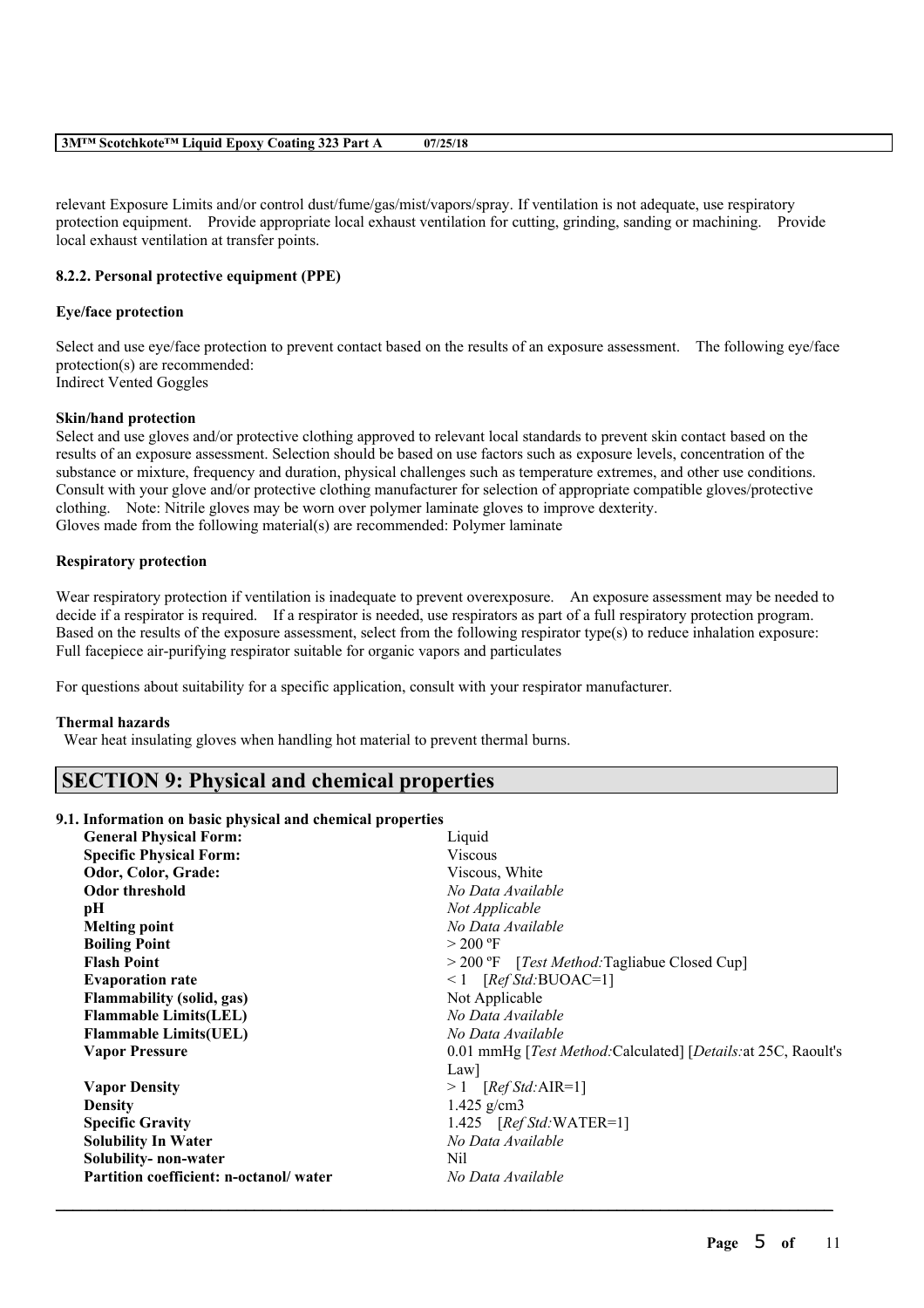relevant Exposure Limits and/or control dust/fume/gas/mist/vapors/spray. If ventilation is not adequate, use respiratory protection equipment. Provide appropriate local exhaust ventilation for cutting, grinding, sanding or machining. Provide local exhaust ventilation at transfer points.

#### 8.2.2. Personal protective equipment (PPE)

**Eye/face protection**

Select and use eye/face protection to prevent contact based on the results of an exposure assessment. The following eye/face protection(s) are recommended:
Indirect Vented Goggles

**Skin/hand protection**

Select and use gloves and/or protective clothing approved to relevant local standards to prevent skin contact based on the results of an exposure assessment. Selection should be based on use factors such as exposure levels, concentration of the substance or mixture, frequency and duration, physical challenges such as temperature extremes, and other use conditions. Consult with your glove and/or protective clothing manufacturer for selection of appropriate compatible gloves/protective clothing. Note: Nitrile gloves may be worn over polymer laminate gloves to improve dexterity.
Gloves made from the following material(s) are recommended: Polymer laminate

**Respiratory protection**

Wear respiratory protection if ventilation is inadequate to prevent overexposure. An exposure assessment may be needed to decide if a respirator is required. If a respirator is needed, use respirators as part of a full respiratory protection program. Based on the results of the exposure assessment, select from the following respirator type(s) to reduce inhalation exposure:
Full facepiece air-purifying respirator suitable for organic vapors and particulates

For questions about suitability for a specific application, consult with your respirator manufacturer.

**Thermal hazards**

Wear heat insulating gloves when handling hot material to prevent thermal burns.

## SECTION 9: Physical and chemical properties

#### 9.1. Information on basic physical and chemical properties

| | |
|---|---|
| **General Physical Form:** | Liquid |
| **Specific Physical Form:** | Viscous |
| **Odor, Color, Grade:** | Viscous, White |
| **Odor threshold** | *No Data Available* |
| **pH** | *Not Applicable* |
| **Melting point** | *No Data Available* |
| **Boiling Point** | > 200 ºF |
| **Flash Point** | > 200 ºF [*Test Method:*Tagliabue Closed Cup] |
| **Evaporation rate** | < 1 [*Ref Std:*BUOAC=1] |
| **Flammability (solid, gas)** | Not Applicable |
| **Flammable Limits(LEL)** | *No Data Available* |
| **Flammable Limits(UEL)** | *No Data Available* |
| **Vapor Pressure** | 0.01 mmHg [*Test Method:*Calculated] [*Details:*at 25C, Raoult's Law] |
| **Vapor Density** | > 1 [*Ref Std:*AIR=1] |
| **Density** | 1.425 g/cm3 |
| **Specific Gravity** | 1.425 [*Ref Std:*WATER=1] |
| **Solubility In Water** | *No Data Available* |
| **Solubility- non-water** | Nil |
| **Partition coefficient: n-octanol/ water** | *No Data Available* |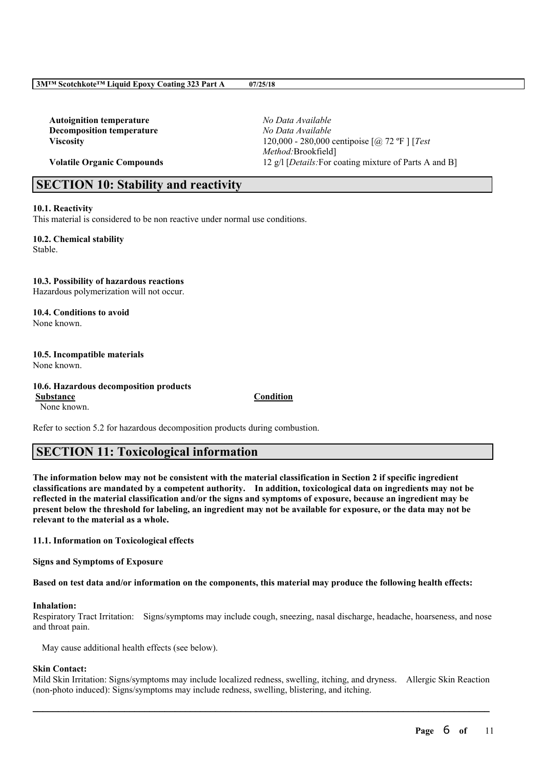| | |
|---|---|
| **Autoignition temperature** | *No Data Available* |
| **Decomposition temperature** | *No Data Available* |
| **Viscosity** | 120,000 - 280,000 centipoise [@ 72 ºF ] [*Test Method:*Brookfield] |
| **Volatile Organic Compounds** | 12 g/l [*Details:*For coating mixture of Parts A and B] |

## SECTION 10: Stability and reactivity

**10.1. Reactivity**
This material is considered to be non reactive under normal use conditions.

**10.2. Chemical stability**
Stable.

**10.3. Possibility of hazardous reactions**
Hazardous polymerization will not occur.

**10.4. Conditions to avoid**
None known.

**10.5. Incompatible materials**
None known.

**10.6. Hazardous decomposition products**

| Substance | Condition |
|---|---|
| None known. | |

Refer to section 5.2 for hazardous decomposition products during combustion.

## SECTION 11: Toxicological information

**The information below may not be consistent with the material classification in Section 2 if specific ingredient classifications are mandated by a competent authority. In addition, toxicological data on ingredients may not be reflected in the material classification and/or the signs and symptoms of exposure, because an ingredient may be present below the threshold for labeling, an ingredient may not be available for exposure, or the data may not be relevant to the material as a whole.**

**11.1. Information on Toxicological effects**

**Signs and Symptoms of Exposure**

**Based on test data and/or information on the components, this material may produce the following health effects:**

**Inhalation:**
Respiratory Tract Irritation: Signs/symptoms may include cough, sneezing, nasal discharge, headache, hoarseness, and nose and throat pain.

May cause additional health effects (see below).

**Skin Contact:**
Mild Skin Irritation: Signs/symptoms may include localized redness, swelling, itching, and dryness. Allergic Skin Reaction (non-photo induced): Signs/symptoms may include redness, swelling, blistering, and itching.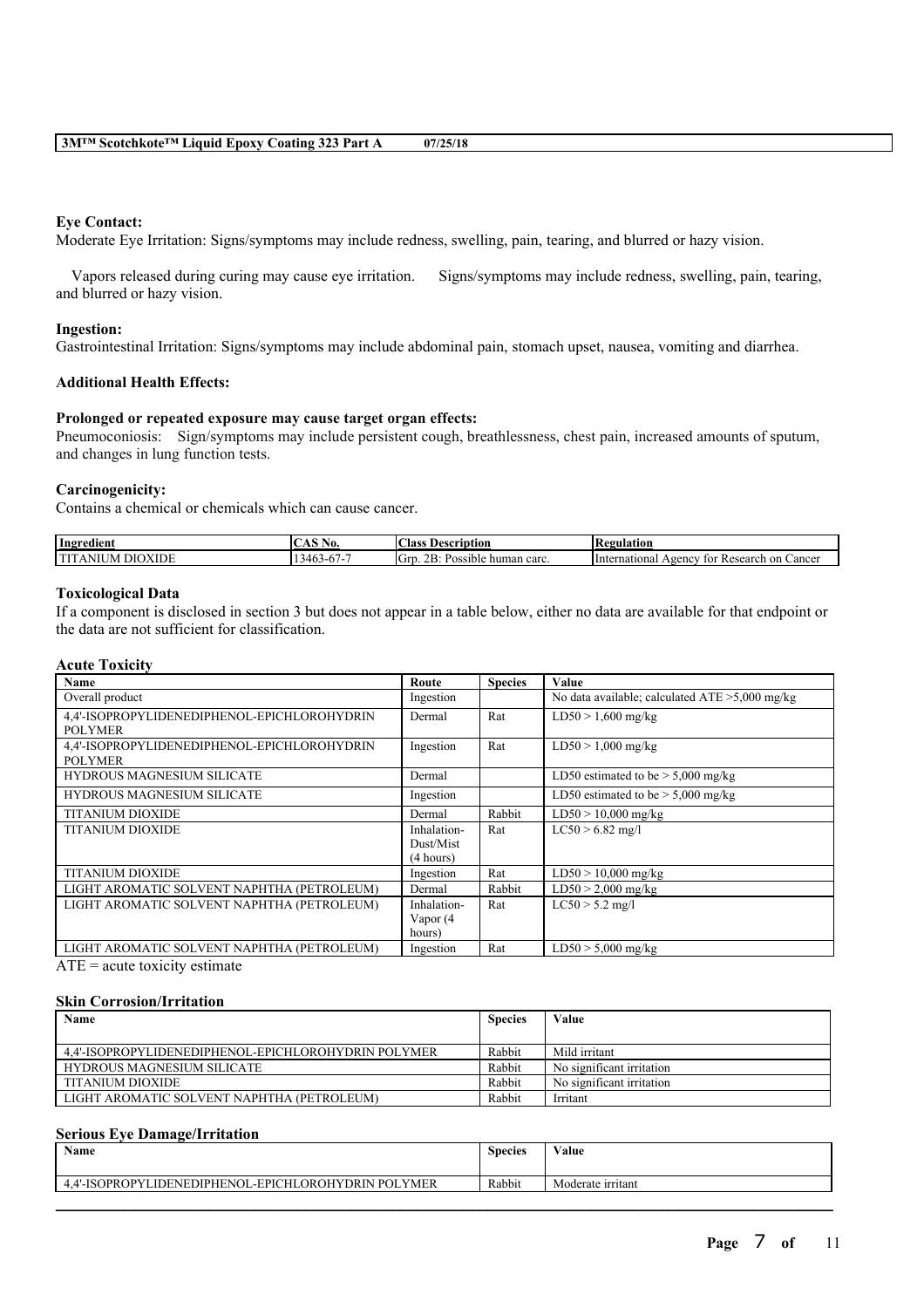**Eye Contact:**
Moderate Eye Irritation: Signs/symptoms may include redness, swelling, pain, tearing, and blurred or hazy vision.

Vapors released during curing may cause eye irritation. Signs/symptoms may include redness, swelling, pain, tearing, and blurred or hazy vision.

**Ingestion:**
Gastrointestinal Irritation: Signs/symptoms may include abdominal pain, stomach upset, nausea, vomiting and diarrhea.

**Additional Health Effects:**

**Prolonged or repeated exposure may cause target organ effects:**
Pneumoconiosis: Sign/symptoms may include persistent cough, breathlessness, chest pain, increased amounts of sputum, and changes in lung function tests.

**Carcinogenicity:**
Contains a chemical or chemicals which can cause cancer.

| Ingredient | CAS No. | Class Description | Regulation |
|---|---|---|---|
| TITANIUM DIOXIDE | 13463-67-7 | Grp. 2B: Possible human carc. | International Agency for Research on Cancer |

**Toxicological Data**
If a component is disclosed in section 3 but does not appear in a table below, either no data are available for that endpoint or the data are not sufficient for classification.

**Acute Toxicity**

| Name | Route | Species | Value |
|---|---|---|---|
| Overall product | Ingestion | | No data available; calculated ATE >5,000 mg/kg |
| 4,4'-ISOPROPYLIDENEDIPHENOL-EPICHLOROHYDRIN POLYMER | Dermal | Rat | LD50 > 1,600 mg/kg |
| 4,4'-ISOPROPYLIDENEDIPHENOL-EPICHLOROHYDRIN POLYMER | Ingestion | Rat | LD50 > 1,000 mg/kg |
| HYDROUS MAGNESIUM SILICATE | Dermal | | LD50 estimated to be > 5,000 mg/kg |
| HYDROUS MAGNESIUM SILICATE | Ingestion | | LD50 estimated to be > 5,000 mg/kg |
| TITANIUM DIOXIDE | Dermal | Rabbit | LD50 > 10,000 mg/kg |
| TITANIUM DIOXIDE | Inhalation-Dust/Mist (4 hours) | Rat | LC50 > 6.82 mg/l |
| TITANIUM DIOXIDE | Ingestion | Rat | LD50 > 10,000 mg/kg |
| LIGHT AROMATIC SOLVENT NAPHTHA (PETROLEUM) | Dermal | Rabbit | LD50 > 2,000 mg/kg |
| LIGHT AROMATIC SOLVENT NAPHTHA (PETROLEUM) | Inhalation-Vapor (4 hours) | Rat | LC50 > 5.2 mg/l |
| LIGHT AROMATIC SOLVENT NAPHTHA (PETROLEUM) | Ingestion | Rat | LD50 > 5,000 mg/kg |

ATE = acute toxicity estimate

**Skin Corrosion/Irritation**

| Name | Species | Value |
|---|---|---|
| 4,4'-ISOPROPYLIDENEDIPHENOL-EPICHLOROHYDRIN POLYMER | Rabbit | Mild irritant |
| HYDROUS MAGNESIUM SILICATE | Rabbit | No significant irritation |
| TITANIUM DIOXIDE | Rabbit | No significant irritation |
| LIGHT AROMATIC SOLVENT NAPHTHA (PETROLEUM) | Rabbit | Irritant |

**Serious Eye Damage/Irritation**

| Name | Species | Value |
|---|---|---|
| 4,4'-ISOPROPYLIDENEDIPHENOL-EPICHLOROHYDRIN POLYMER | Rabbit | Moderate irritant |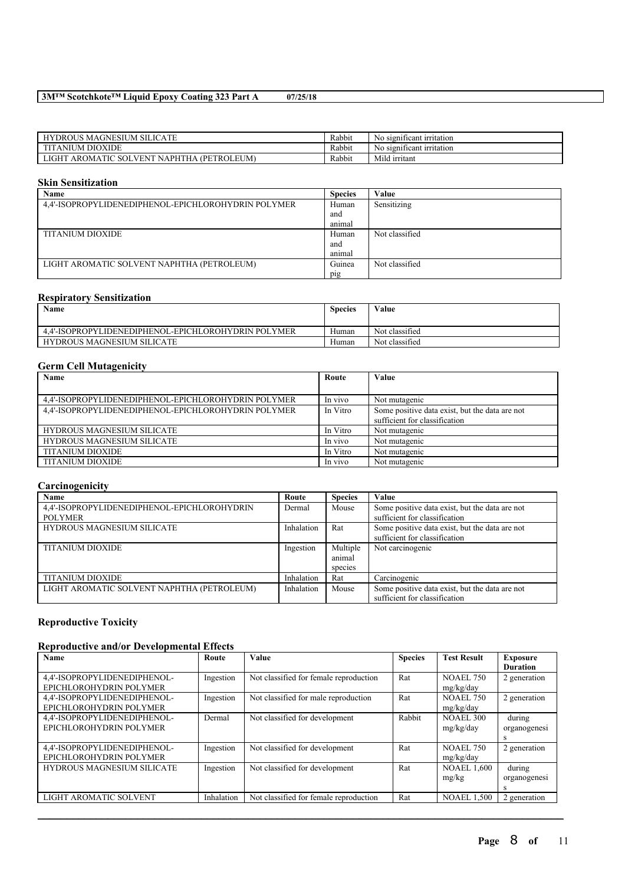| HYDROUS MAGNESIUM SILICATE | Rabbit | No significant irritation |
|---|---|---|
| TITANIUM DIOXIDE | Rabbit | No significant irritation |
| LIGHT AROMATIC SOLVENT NAPHTHA (PETROLEUM) | Rabbit | Mild irritant |

### Skin Sensitization

| Name | Species | Value |
|---|---|---|
| 4,4'-ISOPROPYLIDENEDIPHENOL-EPICHLOROHYDRIN POLYMER | Human and animal | Sensitizing |
| TITANIUM DIOXIDE | Human and animal | Not classified |
| LIGHT AROMATIC SOLVENT NAPHTHA (PETROLEUM) | Guinea pig | Not classified |

### Respiratory Sensitization

| Name | Species | Value |
|---|---|---|
| 4,4'-ISOPROPYLIDENEDIPHENOL-EPICHLOROHYDRIN POLYMER | Human | Not classified |
| HYDROUS MAGNESIUM SILICATE | Human | Not classified |

### Germ Cell Mutagenicity

| Name | Route | Value |
|---|---|---|
| 4,4'-ISOPROPYLIDENEDIPHENOL-EPICHLOROHYDRIN POLYMER | In vivo | Not mutagenic |
| 4,4'-ISOPROPYLIDENEDIPHENOL-EPICHLOROHYDRIN POLYMER | In Vitro | Some positive data exist, but the data are not sufficient for classification |
| HYDROUS MAGNESIUM SILICATE | In Vitro | Not mutagenic |
| HYDROUS MAGNESIUM SILICATE | In vivo | Not mutagenic |
| TITANIUM DIOXIDE | In Vitro | Not mutagenic |
| TITANIUM DIOXIDE | In vivo | Not mutagenic |

### Carcinogenicity

| Name | Route | Species | Value |
|---|---|---|---|
| 4,4'-ISOPROPYLIDENEDIPHENOL-EPICHLOROHYDRIN POLYMER | Dermal | Mouse | Some positive data exist, but the data are not sufficient for classification |
| HYDROUS MAGNESIUM SILICATE | Inhalation | Rat | Some positive data exist, but the data are not sufficient for classification |
| TITANIUM DIOXIDE | Ingestion | Multiple animal species | Not carcinogenic |
| TITANIUM DIOXIDE | Inhalation | Rat | Carcinogenic |
| LIGHT AROMATIC SOLVENT NAPHTHA (PETROLEUM) | Inhalation | Mouse | Some positive data exist, but the data are not sufficient for classification |

### Reproductive Toxicity

### Reproductive and/or Developmental Effects

| Name | Route | Value | Species | Test Result | Exposure Duration |
|---|---|---|---|---|---|
| 4,4'-ISOPROPYLIDENEDIPHENOL-EPICHLOROHYDRIN POLYMER | Ingestion | Not classified for female reproduction | Rat | NOAEL 750 mg/kg/day | 2 generation |
| 4,4'-ISOPROPYLIDENEDIPHENOL-EPICHLOROHYDRIN POLYMER | Ingestion | Not classified for male reproduction | Rat | NOAEL 750 mg/kg/day | 2 generation |
| 4,4'-ISOPROPYLIDENEDIPHENOL-EPICHLOROHYDRIN POLYMER | Dermal | Not classified for development | Rabbit | NOAEL 300 mg/kg/day | during organogenesis |
| 4,4'-ISOPROPYLIDENEDIPHENOL-EPICHLOROHYDRIN POLYMER | Ingestion | Not classified for development | Rat | NOAEL 750 mg/kg/day | 2 generation |
| HYDROUS MAGNESIUM SILICATE | Ingestion | Not classified for development | Rat | NOAEL 1,600 mg/kg | during organogenesis |
| LIGHT AROMATIC SOLVENT | Inhalation | Not classified for female reproduction | Rat | NOAEL 1,500 | 2 generation |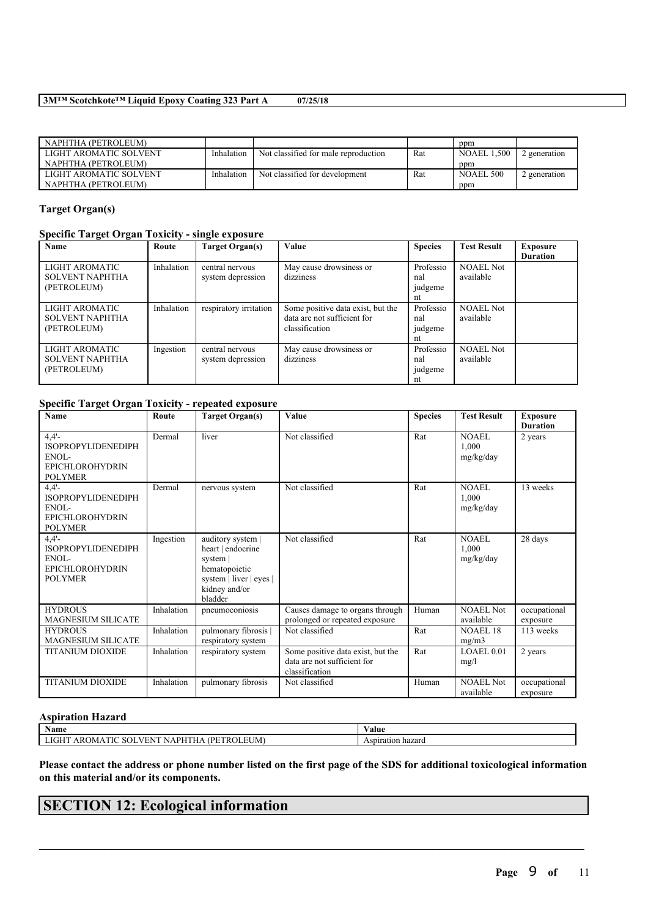| NAPHTHA (PETROLEUM) | | | | ppm | |
|---|---|---|---|---|---|
| LIGHT AROMATIC SOLVENT NAPHTHA (PETROLEUM) | Inhalation | Not classified for male reproduction | Rat | NOAEL 1,500 ppm | 2 generation |
| LIGHT AROMATIC SOLVENT NAPHTHA (PETROLEUM) | Inhalation | Not classified for development | Rat | NOAEL 500 ppm | 2 generation |

### Target Organ(s)

#### Specific Target Organ Toxicity - single exposure

| Name | Route | Target Organ(s) | Value | Species | Test Result | Exposure Duration |
|---|---|---|---|---|---|---|
| LIGHT AROMATIC SOLVENT NAPHTHA (PETROLEUM) | Inhalation | central nervous system depression | May cause drowsiness or dizziness | Professional judgement | NOAEL Not available | |
| LIGHT AROMATIC SOLVENT NAPHTHA (PETROLEUM) | Inhalation | respiratory irritation | Some positive data exist, but the data are not sufficient for classification | Professional judgement | NOAEL Not available | |
| LIGHT AROMATIC SOLVENT NAPHTHA (PETROLEUM) | Ingestion | central nervous system depression | May cause drowsiness or dizziness | Professional judgement | NOAEL Not available | |

#### Specific Target Organ Toxicity - repeated exposure

| Name | Route | Target Organ(s) | Value | Species | Test Result | Exposure Duration |
|---|---|---|---|---|---|---|
| 4,4'-ISOPROPYLIDENEDIPHENOL-EPICHLOROHYDRIN POLYMER | Dermal | liver | Not classified | Rat | NOAEL 1,000 mg/kg/day | 2 years |
| 4,4'-ISOPROPYLIDENEDIPHENOL-EPICHLOROHYDRIN POLYMER | Dermal | nervous system | Not classified | Rat | NOAEL 1,000 mg/kg/day | 13 weeks |
| 4,4'-ISOPROPYLIDENEDIPHENOL-EPICHLOROHYDRIN POLYMER | Ingestion | auditory system \| heart \| endocrine system \| hematopoietic system \| liver \| eyes \| kidney and/or bladder | Not classified | Rat | NOAEL 1,000 mg/kg/day | 28 days |
| HYDROUS MAGNESIUM SILICATE | Inhalation | pneumoconiosis | Causes damage to organs through prolonged or repeated exposure | Human | NOAEL Not available | occupational exposure |
| HYDROUS MAGNESIUM SILICATE | Inhalation | pulmonary fibrosis \| respiratory system | Not classified | Rat | NOAEL 18 mg/m3 | 113 weeks |
| TITANIUM DIOXIDE | Inhalation | respiratory system | Some positive data exist, but the data are not sufficient for classification | Rat | LOAEL 0.01 mg/l | 2 years |
| TITANIUM DIOXIDE | Inhalation | pulmonary fibrosis | Not classified | Human | NOAEL Not available | occupational exposure |

#### Aspiration Hazard

| Name | Value |
|---|---|
| LIGHT AROMATIC SOLVENT NAPHTHA (PETROLEUM) | Aspiration hazard |

**Please contact the address or phone number listed on the first page of the SDS for additional toxicological information on this material and/or its components.**

## SECTION 12: Ecological information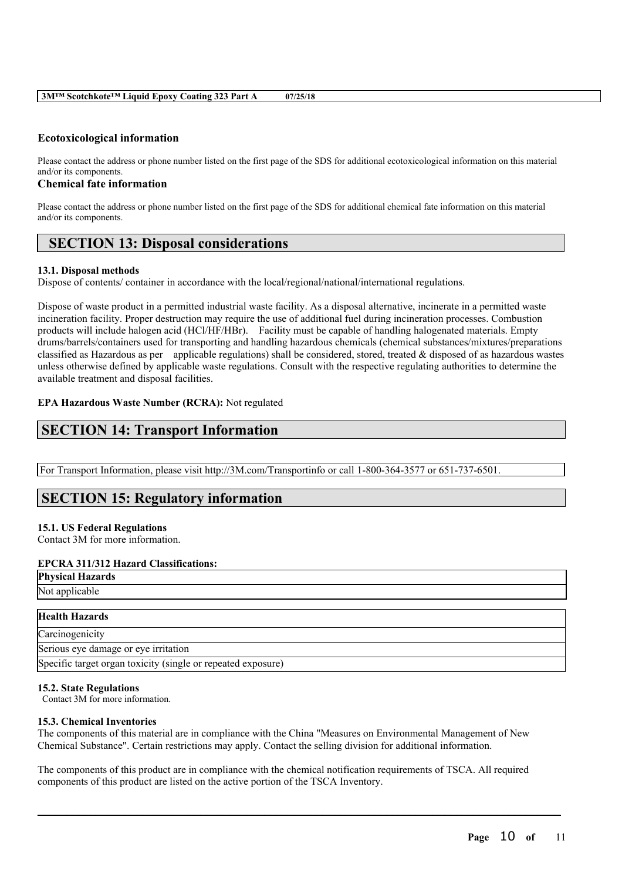### Ecotoxicological information

Please contact the address or phone number listed on the first page of the SDS for additional ecotoxicological information on this material and/or its components.

### Chemical fate information

Please contact the address or phone number listed on the first page of the SDS for additional chemical fate information on this material and/or its components.

## SECTION 13: Disposal considerations

**13.1. Disposal methods**

Dispose of contents/ container in accordance with the local/regional/national/international regulations.

Dispose of waste product in a permitted industrial waste facility. As a disposal alternative, incinerate in a permitted waste incineration facility. Proper destruction may require the use of additional fuel during incineration processes. Combustion products will include halogen acid (HCl/HF/HBr). Facility must be capable of handling halogenated materials. Empty drums/barrels/containers used for transporting and handling hazardous chemicals (chemical substances/mixtures/preparations classified as Hazardous as per applicable regulations) shall be considered, stored, treated & disposed of as hazardous wastes unless otherwise defined by applicable waste regulations. Consult with the respective regulating authorities to determine the available treatment and disposal facilities.

**EPA Hazardous Waste Number (RCRA):** Not regulated

## SECTION 14: Transport Information

For Transport Information, please visit http://3M.com/Transportinfo or call 1-800-364-3577 or 651-737-6501.

## SECTION 15: Regulatory information

**15.1. US Federal Regulations**

Contact 3M for more information.

**EPCRA 311/312 Hazard Classifications:**

| Physical Hazards |
| --- |
| Not applicable |

| Health Hazards |
| --- |
| Carcinogenicity |
| Serious eye damage or eye irritation |
| Specific target organ toxicity (single or repeated exposure) |

**15.2. State Regulations**

Contact 3M for more information.

**15.3. Chemical Inventories**

The components of this material are in compliance with the China "Measures on Environmental Management of New Chemical Substance". Certain restrictions may apply. Contact the selling division for additional information.

The components of this product are in compliance with the chemical notification requirements of TSCA. All required components of this product are listed on the active portion of the TSCA Inventory.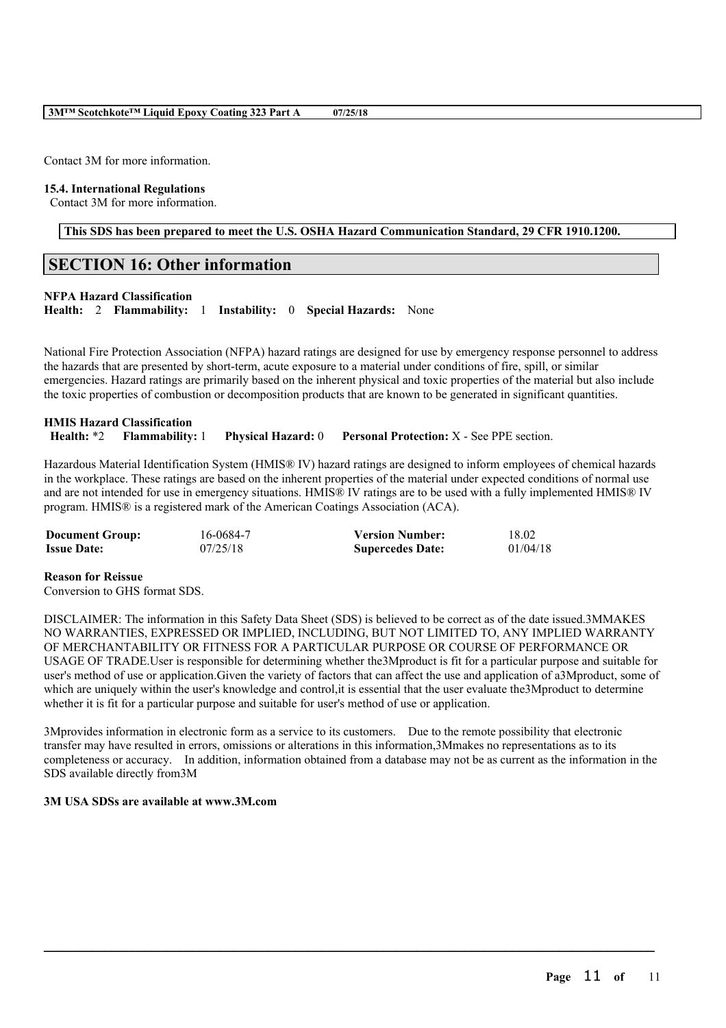Contact 3M for more information.

**15.4. International Regulations**

Contact 3M for more information.

**This SDS has been prepared to meet the U.S. OSHA Hazard Communication Standard, 29 CFR 1910.1200.**

## SECTION 16: Other information

**NFPA Hazard Classification**

**Health:** 2 **Flammability:** 1 **Instability:** 0 **Special Hazards:** None

National Fire Protection Association (NFPA) hazard ratings are designed for use by emergency response personnel to address the hazards that are presented by short-term, acute exposure to a material under conditions of fire, spill, or similar emergencies. Hazard ratings are primarily based on the inherent physical and toxic properties of the material but also include the toxic properties of combustion or decomposition products that are known to be generated in significant quantities.

**HMIS Hazard Classification**

**Health:** *2 **Flammability:** 1 **Physical Hazard:** 0 **Personal Protection:** X - See PPE section.

Hazardous Material Identification System (HMIS® IV) hazard ratings are designed to inform employees of chemical hazards in the workplace. These ratings are based on the inherent properties of the material under expected conditions of normal use and are not intended for use in emergency situations. HMIS® IV ratings are to be used with a fully implemented HMIS® IV program. HMIS® is a registered mark of the American Coatings Association (ACA).

| | | | |
|---|---|---|---|
| **Document Group:** | 16-0684-7 | **Version Number:** | 18.02 |
| **Issue Date:** | 07/25/18 | **Supercedes Date:** | 01/04/18 |

**Reason for Reissue**

Conversion to GHS format SDS.

DISCLAIMER: The information in this Safety Data Sheet (SDS) is believed to be correct as of the date issued.3MMAKES NO WARRANTIES, EXPRESSED OR IMPLIED, INCLUDING, BUT NOT LIMITED TO, ANY IMPLIED WARRANTY OF MERCHANTABILITY OR FITNESS FOR A PARTICULAR PURPOSE OR COURSE OF PERFORMANCE OR USAGE OF TRADE.User is responsible for determining whether the3Mproduct is fit for a particular purpose and suitable for user's method of use or application.Given the variety of factors that can affect the use and application of a3Mproduct, some of which are uniquely within the user's knowledge and control,it is essential that the user evaluate the3Mproduct to determine whether it is fit for a particular purpose and suitable for user's method of use or application.

3Mprovides information in electronic form as a service to its customers. Due to the remote possibility that electronic transfer may have resulted in errors, omissions or alterations in this information,3Mmakes no representations as to its completeness or accuracy. In addition, information obtained from a database may not be as current as the information in the SDS available directly from3M

**3M USA SDSs are available at www.3M.com**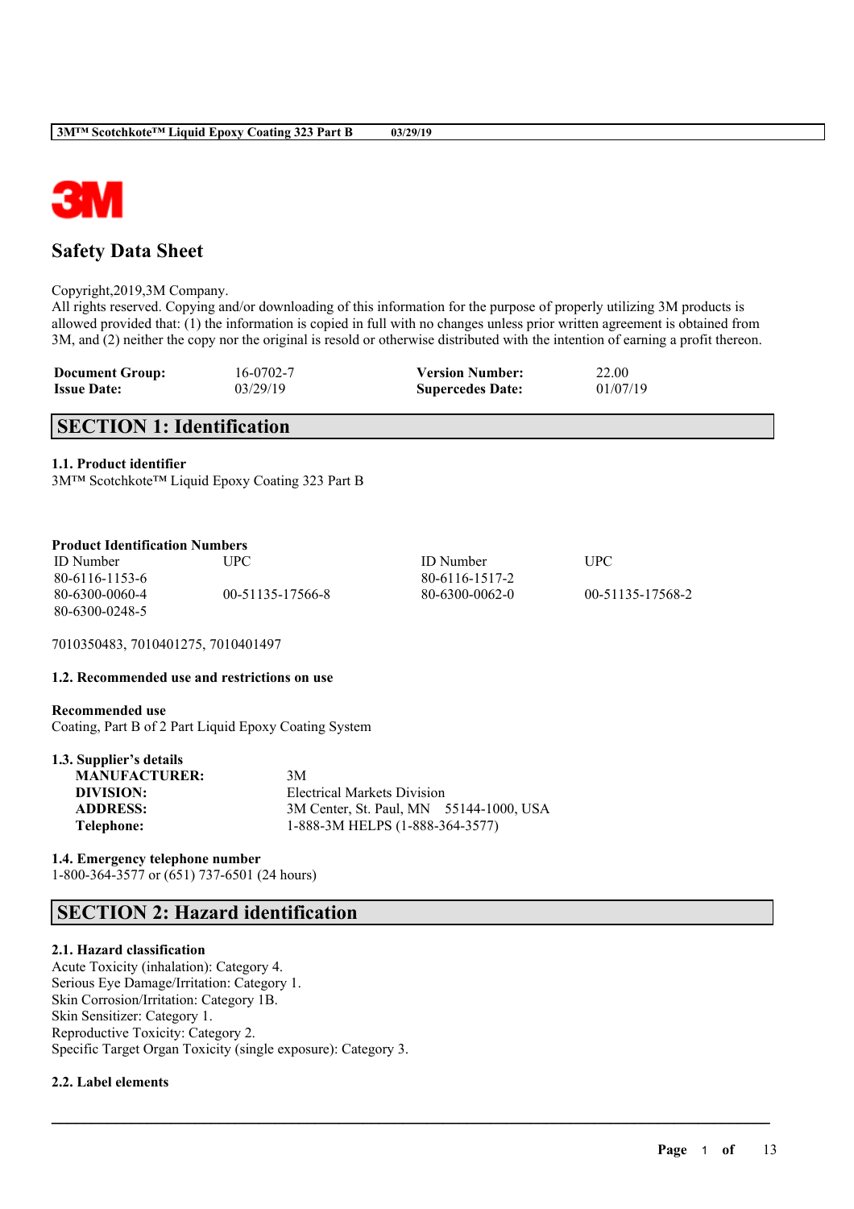# Safety Data Sheet

Copyright,2019,3M Company.
All rights reserved. Copying and/or downloading of this information for the purpose of properly utilizing 3M products is allowed provided that: (1) the information is copied in full with no changes unless prior written agreement is obtained from 3M, and (2) neither the copy nor the original is resold or otherwise distributed with the intention of earning a profit thereon.

| | | | |
|---|---|---|---|
| **Document Group:** | 16-0702-7 | **Version Number:** | 22.00 |
| **Issue Date:** | 03/29/19 | **Supercedes Date:** | 01/07/19 |

## SECTION 1: Identification

### 1.1. Product identifier

3M™ Scotchkote™ Liquid Epoxy Coating 323 Part B

**Product Identification Numbers**

| ID Number | UPC | ID Number | UPC |
|---|---|---|---|
| 80-6116-1153-6 | | 80-6116-1517-2 | |
| 80-6300-0060-4 | 00-51135-17566-8 | 80-6300-0062-0 | 00-51135-17568-2 |
| 80-6300-0248-5 | | | |

7010350483, 7010401275, 7010401497

### 1.2. Recommended use and restrictions on use

**Recommended use**
Coating, Part B of 2 Part Liquid Epoxy Coating System

### 1.3. Supplier's details

| | |
|---|---|
| **MANUFACTURER:** | 3M |
| **DIVISION:** | Electrical Markets Division |
| **ADDRESS:** | 3M Center, St. Paul, MN 55144-1000, USA |
| **Telephone:** | 1-888-3M HELPS (1-888-364-3577) |

### 1.4. Emergency telephone number

1-800-364-3577 or (651) 737-6501 (24 hours)

## SECTION 2: Hazard identification

### 2.1. Hazard classification

Acute Toxicity (inhalation): Category 4.
Serious Eye Damage/Irritation: Category 1.
Skin Corrosion/Irritation: Category 1B.
Skin Sensitizer: Category 1.
Reproductive Toxicity: Category 2.
Specific Target Organ Toxicity (single exposure): Category 3.

### 2.2. Label elements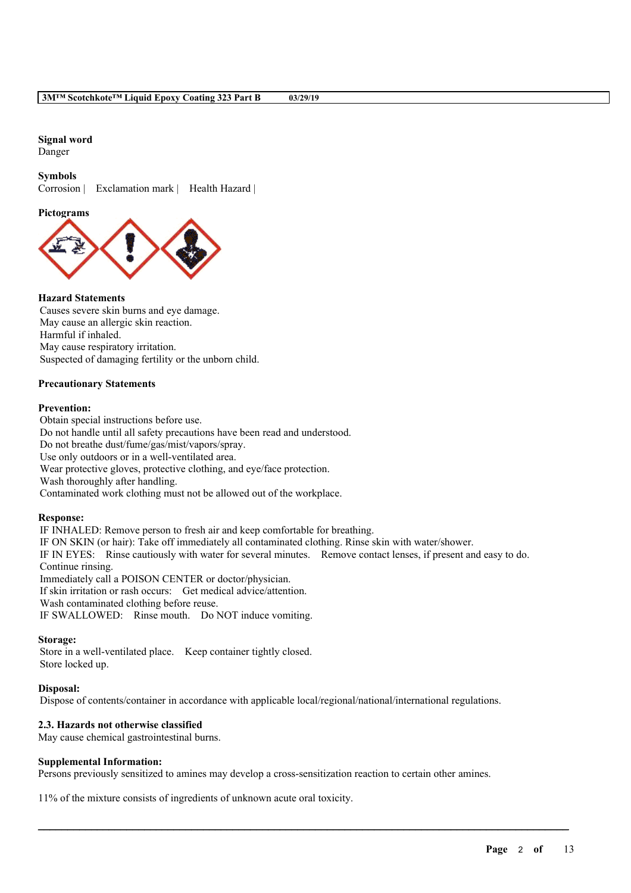**Signal word**
Danger

**Symbols**
Corrosion | Exclamation mark | Health Hazard |

**Pictograms**

**Hazard Statements**
Causes severe skin burns and eye damage.
May cause an allergic skin reaction.
Harmful if inhaled.
May cause respiratory irritation.
Suspected of damaging fertility or the unborn child.

**Precautionary Statements**

**Prevention:**
Obtain special instructions before use.
Do not handle until all safety precautions have been read and understood.
Do not breathe dust/fume/gas/mist/vapors/spray.
Use only outdoors or in a well-ventilated area.
Wear protective gloves, protective clothing, and eye/face protection.
Wash thoroughly after handling.
Contaminated work clothing must not be allowed out of the workplace.

**Response:**
IF INHALED: Remove person to fresh air and keep comfortable for breathing.
IF ON SKIN (or hair): Take off immediately all contaminated clothing. Rinse skin with water/shower.
IF IN EYES: Rinse cautiously with water for several minutes. Remove contact lenses, if present and easy to do. Continue rinsing.
Immediately call a POISON CENTER or doctor/physician.
If skin irritation or rash occurs: Get medical advice/attention.
Wash contaminated clothing before reuse.
IF SWALLOWED: Rinse mouth. Do NOT induce vomiting.

**Storage:**
Store in a well-ventilated place. Keep container tightly closed.
Store locked up.

**Disposal:**
Dispose of contents/container in accordance with applicable local/regional/national/international regulations.

**2.3. Hazards not otherwise classified**
May cause chemical gastrointestinal burns.

**Supplemental Information:**
Persons previously sensitized to amines may develop a cross-sensitization reaction to certain other amines.

11% of the mixture consists of ingredients of unknown acute oral toxicity.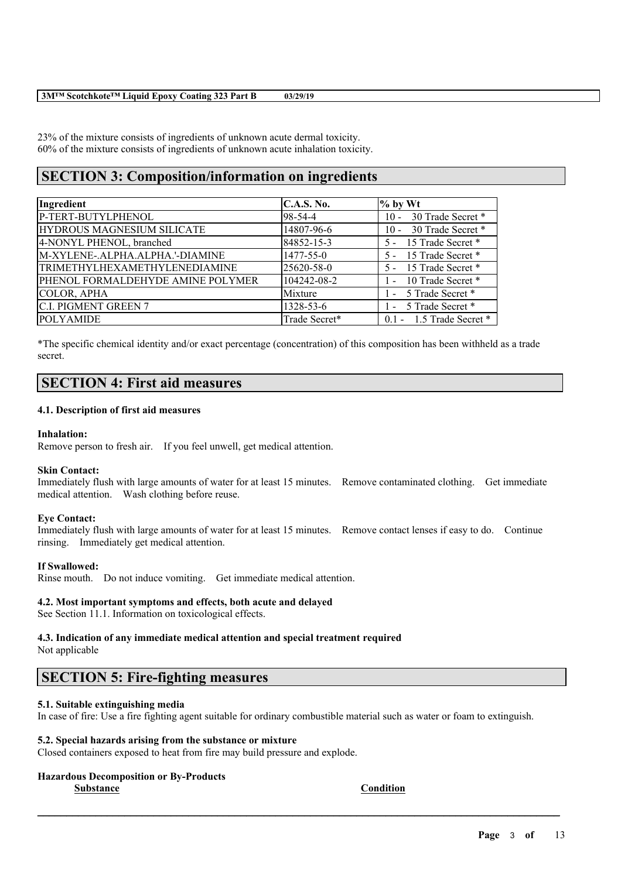23% of the mixture consists of ingredients of unknown acute dermal toxicity.
60% of the mixture consists of ingredients of unknown acute inhalation toxicity.

## SECTION 3: Composition/information on ingredients

| Ingredient | C.A.S. No. | % by Wt |
|---|---|---|
| P-TERT-BUTYLPHENOL | 98-54-4 | 10 - 30 Trade Secret * |
| HYDROUS MAGNESIUM SILICATE | 14807-96-6 | 10 - 30 Trade Secret * |
| 4-NONYL PHENOL, branched | 84852-15-3 | 5 - 15 Trade Secret * |
| M-XYLENE-.ALPHA.ALPHA.'-DIAMINE | 1477-55-0 | 5 - 15 Trade Secret * |
| TRIMETHYLHEXAMETHYLENEDIAMINE | 25620-58-0 | 5 - 15 Trade Secret * |
| PHENOL FORMALDEHYDE AMINE POLYMER | 104242-08-2 | 1 - 10 Trade Secret * |
| COLOR, APHA | Mixture | 1 - 5 Trade Secret * |
| C.I. PIGMENT GREEN 7 | 1328-53-6 | 1 - 5 Trade Secret * |
| POLYAMIDE | Trade Secret* | 0.1 - 1.5 Trade Secret * |

*The specific chemical identity and/or exact percentage (concentration) of this composition has been withheld as a trade secret.

## SECTION 4: First aid measures

### 4.1. Description of first aid measures

**Inhalation:**
Remove person to fresh air. If you feel unwell, get medical attention.

**Skin Contact:**
Immediately flush with large amounts of water for at least 15 minutes. Remove contaminated clothing. Get immediate medical attention. Wash clothing before reuse.

**Eye Contact:**
Immediately flush with large amounts of water for at least 15 minutes. Remove contact lenses if easy to do. Continue rinsing. Immediately get medical attention.

**If Swallowed:**
Rinse mouth. Do not induce vomiting. Get immediate medical attention.

### 4.2. Most important symptoms and effects, both acute and delayed
See Section 11.1. Information on toxicological effects.

### 4.3. Indication of any immediate medical attention and special treatment required
Not applicable

## SECTION 5: Fire-fighting measures

### 5.1. Suitable extinguishing media
In case of fire: Use a fire fighting agent suitable for ordinary combustible material such as water or foam to extinguish.

### 5.2. Special hazards arising from the substance or mixture
Closed containers exposed to heat from fire may build pressure and explode.

**Hazardous Decomposition or By-Products**

| Substance | Condition |
|---|---|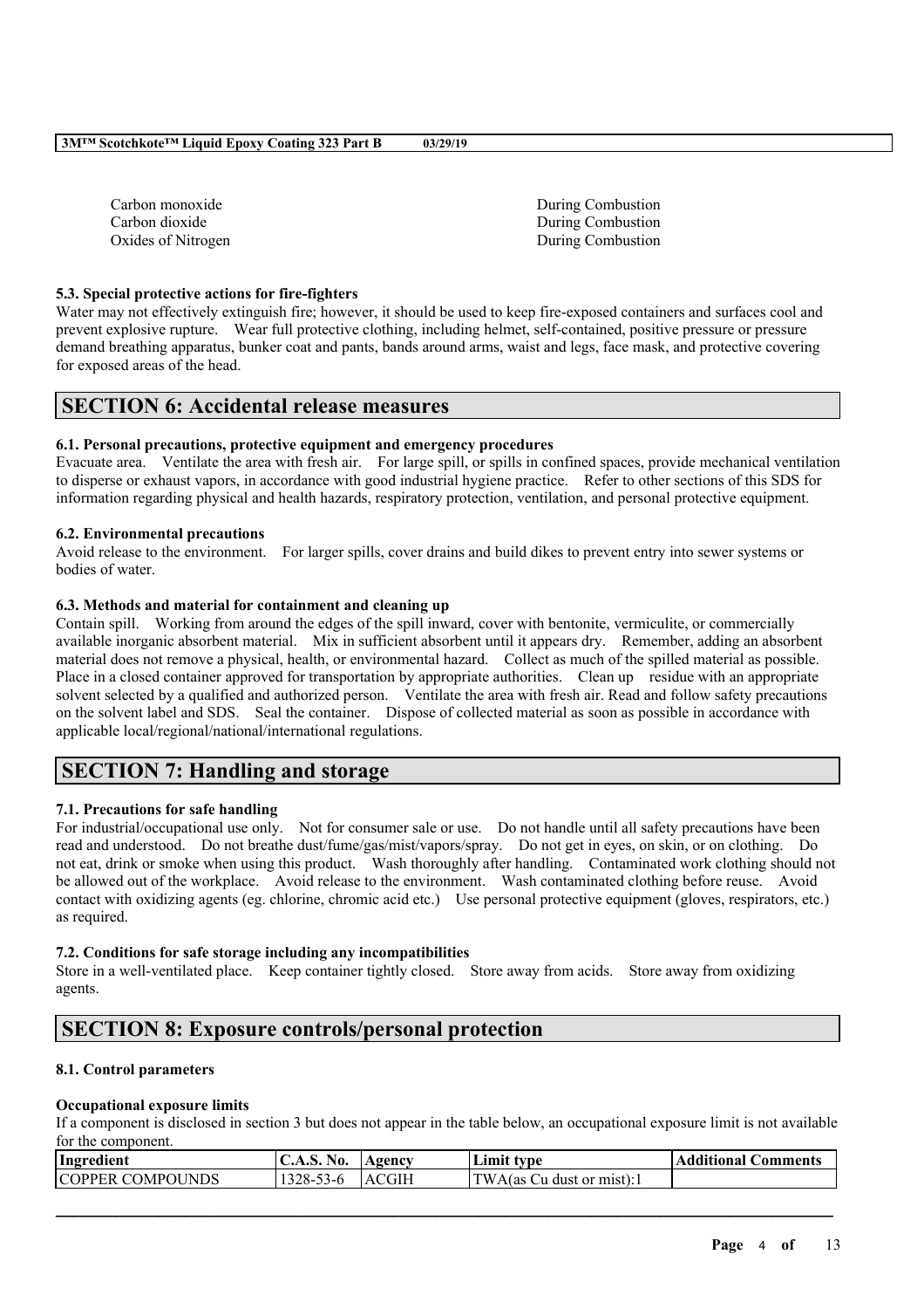| | |
|---|---|
| Carbon monoxide | During Combustion |
| Carbon dioxide | During Combustion |
| Oxides of Nitrogen | During Combustion |

### 5.3. Special protective actions for fire-fighters

Water may not effectively extinguish fire; however, it should be used to keep fire-exposed containers and surfaces cool and prevent explosive rupture. Wear full protective clothing, including helmet, self-contained, positive pressure or pressure demand breathing apparatus, bunker coat and pants, bands around arms, waist and legs, face mask, and protective covering for exposed areas of the head.

## SECTION 6: Accidental release measures

### 6.1. Personal precautions, protective equipment and emergency procedures

Evacuate area. Ventilate the area with fresh air. For large spill, or spills in confined spaces, provide mechanical ventilation to disperse or exhaust vapors, in accordance with good industrial hygiene practice. Refer to other sections of this SDS for information regarding physical and health hazards, respiratory protection, ventilation, and personal protective equipment.

### 6.2. Environmental precautions

Avoid release to the environment. For larger spills, cover drains and build dikes to prevent entry into sewer systems or bodies of water.

### 6.3. Methods and material for containment and cleaning up

Contain spill. Working from around the edges of the spill inward, cover with bentonite, vermiculite, or commercially available inorganic absorbent material. Mix in sufficient absorbent until it appears dry. Remember, adding an absorbent material does not remove a physical, health, or environmental hazard. Collect as much of the spilled material as possible. Place in a closed container approved for transportation by appropriate authorities. Clean up residue with an appropriate solvent selected by a qualified and authorized person. Ventilate the area with fresh air. Read and follow safety precautions on the solvent label and SDS. Seal the container. Dispose of collected material as soon as possible in accordance with applicable local/regional/national/international regulations.

## SECTION 7: Handling and storage

### 7.1. Precautions for safe handling

For industrial/occupational use only. Not for consumer sale or use. Do not handle until all safety precautions have been read and understood. Do not breathe dust/fume/gas/mist/vapors/spray. Do not get in eyes, on skin, or on clothing. Do not eat, drink or smoke when using this product. Wash thoroughly after handling. Contaminated work clothing should not be allowed out of the workplace. Avoid release to the environment. Wash contaminated clothing before reuse. Avoid contact with oxidizing agents (eg. chlorine, chromic acid etc.) Use personal protective equipment (gloves, respirators, etc.) as required.

### 7.2. Conditions for safe storage including any incompatibilities

Store in a well-ventilated place. Keep container tightly closed. Store away from acids. Store away from oxidizing agents.

## SECTION 8: Exposure controls/personal protection

### 8.1. Control parameters

**Occupational exposure limits**

If a component is disclosed in section 3 but does not appear in the table below, an occupational exposure limit is not available for the component.

| Ingredient | C.A.S. No. | Agency | Limit type | Additional Comments |
|---|---|---|---|---|
| COPPER COMPOUNDS | 1328-53-6 | ACGIH | TWA(as Cu dust or mist):1 | |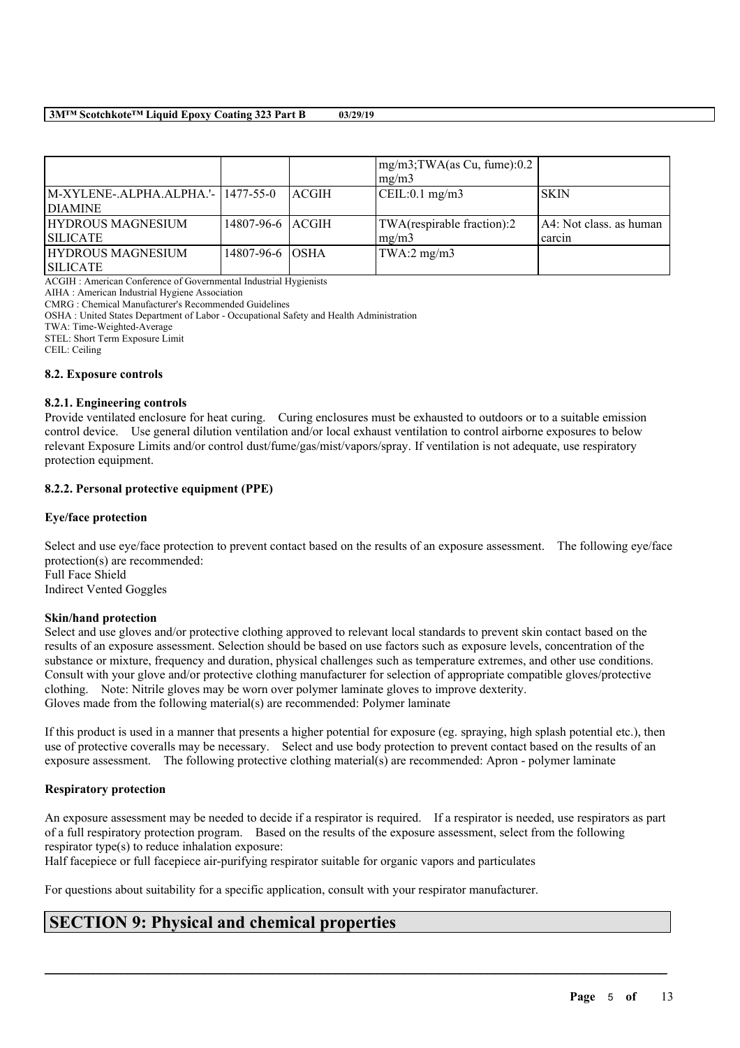|  |  |  | mg/m3;TWA(as Cu, fume):0.2 mg/m3 |  |
| --- | --- | --- | --- | --- |
| M-XYLENE-.ALPHA.ALPHA.'-DIAMINE | 1477-55-0 | ACGIH | CEIL:0.1 mg/m3 | SKIN |
| HYDROUS MAGNESIUM SILICATE | 14807-96-6 | ACGIH | TWA(respirable fraction):2 mg/m3 | A4: Not class. as human carcin |
| HYDROUS MAGNESIUM SILICATE | 14807-96-6 | OSHA | TWA:2 mg/m3 |  |

ACGIH : American Conference of Governmental Industrial Hygienists
AIHA : American Industrial Hygiene Association
CMRG : Chemical Manufacturer's Recommended Guidelines
OSHA : United States Department of Labor - Occupational Safety and Health Administration
TWA: Time-Weighted-Average
STEL: Short Term Exposure Limit
CEIL: Ceiling

### 8.2. Exposure controls

#### 8.2.1. Engineering controls

Provide ventilated enclosure for heat curing. Curing enclosures must be exhausted to outdoors or to a suitable emission control device. Use general dilution ventilation and/or local exhaust ventilation to control airborne exposures to below relevant Exposure Limits and/or control dust/fume/gas/mist/vapors/spray. If ventilation is not adequate, use respiratory protection equipment.

#### 8.2.2. Personal protective equipment (PPE)

**Eye/face protection**

Select and use eye/face protection to prevent contact based on the results of an exposure assessment. The following eye/face protection(s) are recommended:
Full Face Shield
Indirect Vented Goggles

**Skin/hand protection**

Select and use gloves and/or protective clothing approved to relevant local standards to prevent skin contact based on the results of an exposure assessment. Selection should be based on use factors such as exposure levels, concentration of the substance or mixture, frequency and duration, physical challenges such as temperature extremes, and other use conditions. Consult with your glove and/or protective clothing manufacturer for selection of appropriate compatible gloves/protective clothing. Note: Nitrile gloves may be worn over polymer laminate gloves to improve dexterity.
Gloves made from the following material(s) are recommended: Polymer laminate

If this product is used in a manner that presents a higher potential for exposure (eg. spraying, high splash potential etc.), then use of protective coveralls may be necessary. Select and use body protection to prevent contact based on the results of an exposure assessment. The following protective clothing material(s) are recommended: Apron - polymer laminate

**Respiratory protection**

An exposure assessment may be needed to decide if a respirator is required. If a respirator is needed, use respirators as part of a full respiratory protection program. Based on the results of the exposure assessment, select from the following respirator type(s) to reduce inhalation exposure:
Half facepiece or full facepiece air-purifying respirator suitable for organic vapors and particulates

For questions about suitability for a specific application, consult with your respirator manufacturer.

## SECTION 9: Physical and chemical properties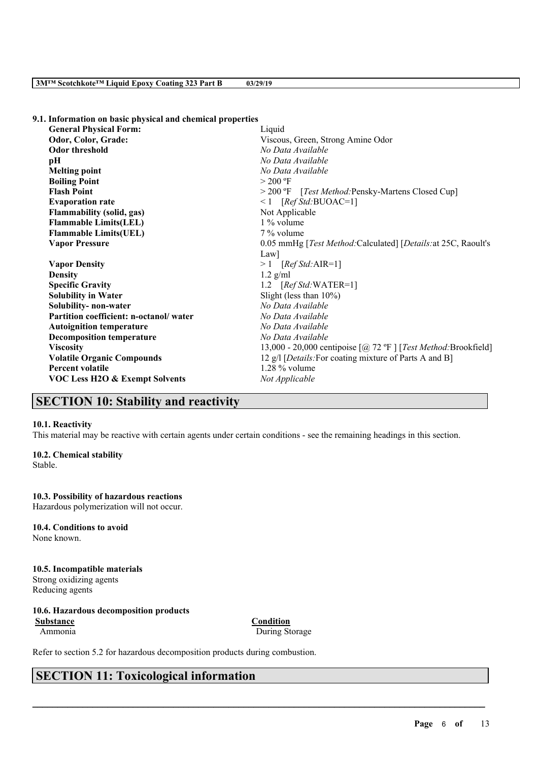### 9.1. Information on basic physical and chemical properties

| | |
|---|---|
| **General Physical Form:** | Liquid |
| **Odor, Color, Grade:** | Viscous, Green, Strong Amine Odor |
| **Odor threshold** | *No Data Available* |
| **pH** | *No Data Available* |
| **Melting point** | *No Data Available* |
| **Boiling Point** | > 200 ºF |
| **Flash Point** | > 200 ºF [*Test Method:*Pensky-Martens Closed Cup] |
| **Evaporation rate** | < 1 [*Ref Std:*BUOAC=1] |
| **Flammability (solid, gas)** | Not Applicable |
| **Flammable Limits(LEL)** | 1 % volume |
| **Flammable Limits(UEL)** | 7 % volume |
| **Vapor Pressure** | 0.05 mmHg [*Test Method:*Calculated] [*Details:*at 25C, Raoult's Law] |
| **Vapor Density** | > 1 [*Ref Std:*AIR=1] |
| **Density** | 1.2 g/ml |
| **Specific Gravity** | 1.2 [*Ref Std:*WATER=1] |
| **Solubility in Water** | Slight (less than 10%) |
| **Solubility- non-water** | *No Data Available* |
| **Partition coefficient: n-octanol/ water** | *No Data Available* |
| **Autoignition temperature** | *No Data Available* |
| **Decomposition temperature** | *No Data Available* |
| **Viscosity** | 13,000 - 20,000 centipoise [@ 72 ºF ] [*Test Method:*Brookfield] |
| **Volatile Organic Compounds** | 12 g/l [*Details:*For coating mixture of Parts A and B] |
| **Percent volatile** | 1.28 % volume |
| **VOC Less H2O & Exempt Solvents** | *Not Applicable* |

## SECTION 10: Stability and reactivity

### 10.1. Reactivity
This material may be reactive with certain agents under certain conditions - see the remaining headings in this section.

### 10.2. Chemical stability
Stable.

### 10.3. Possibility of hazardous reactions
Hazardous polymerization will not occur.

### 10.4. Conditions to avoid
None known.

### 10.5. Incompatible materials
Strong oxidizing agents
Reducing agents

### 10.6. Hazardous decomposition products

| Substance | Condition |
|---|---|
| Ammonia | During Storage |

Refer to section 5.2 for hazardous decomposition products during combustion.

## SECTION 11: Toxicological information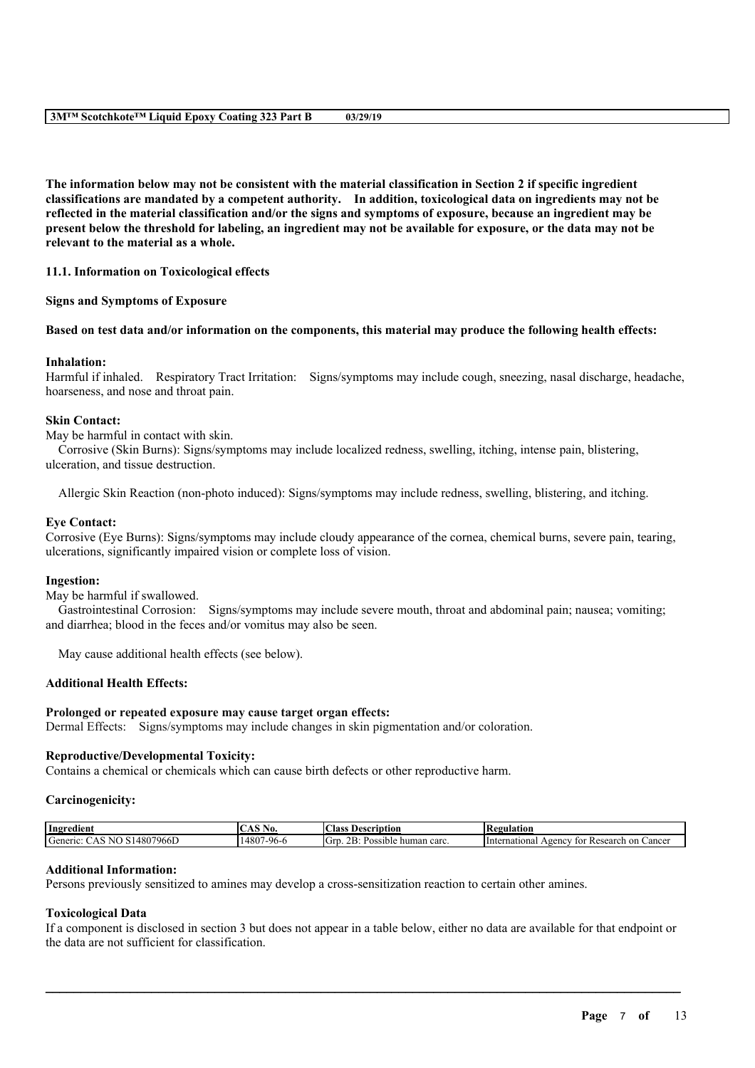**The information below may not be consistent with the material classification in Section 2 if specific ingredient classifications are mandated by a competent authority. In addition, toxicological data on ingredients may not be reflected in the material classification and/or the signs and symptoms of exposure, because an ingredient may be present below the threshold for labeling, an ingredient may not be available for exposure, or the data may not be relevant to the material as a whole.**

**11.1. Information on Toxicological effects**

**Signs and Symptoms of Exposure**

**Based on test data and/or information on the components, this material may produce the following health effects:**

**Inhalation:**
Harmful if inhaled. Respiratory Tract Irritation: Signs/symptoms may include cough, sneezing, nasal discharge, headache, hoarseness, and nose and throat pain.

**Skin Contact:**
May be harmful in contact with skin.
Corrosive (Skin Burns): Signs/symptoms may include localized redness, swelling, itching, intense pain, blistering, ulceration, and tissue destruction.

Allergic Skin Reaction (non-photo induced): Signs/symptoms may include redness, swelling, blistering, and itching.

**Eye Contact:**
Corrosive (Eye Burns): Signs/symptoms may include cloudy appearance of the cornea, chemical burns, severe pain, tearing, ulcerations, significantly impaired vision or complete loss of vision.

**Ingestion:**
May be harmful if swallowed.
Gastrointestinal Corrosion: Signs/symptoms may include severe mouth, throat and abdominal pain; nausea; vomiting; and diarrhea; blood in the feces and/or vomitus may also be seen.

May cause additional health effects (see below).

**Additional Health Effects:**

**Prolonged or repeated exposure may cause target organ effects:**
Dermal Effects: Signs/symptoms may include changes in skin pigmentation and/or coloration.

**Reproductive/Developmental Toxicity:**
Contains a chemical or chemicals which can cause birth defects or other reproductive harm.

**Carcinogenicity:**

| Ingredient | CAS No. | Class Description | Regulation |
|---|---|---|---|
| Generic: CAS NO S14807966D | 14807-96-6 | Grp. 2B: Possible human carc. | International Agency for Research on Cancer |

**Additional Information:**
Persons previously sensitized to amines may develop a cross-sensitization reaction to certain other amines.

**Toxicological Data**
If a component is disclosed in section 3 but does not appear in a table below, either no data are available for that endpoint or the data are not sufficient for classification.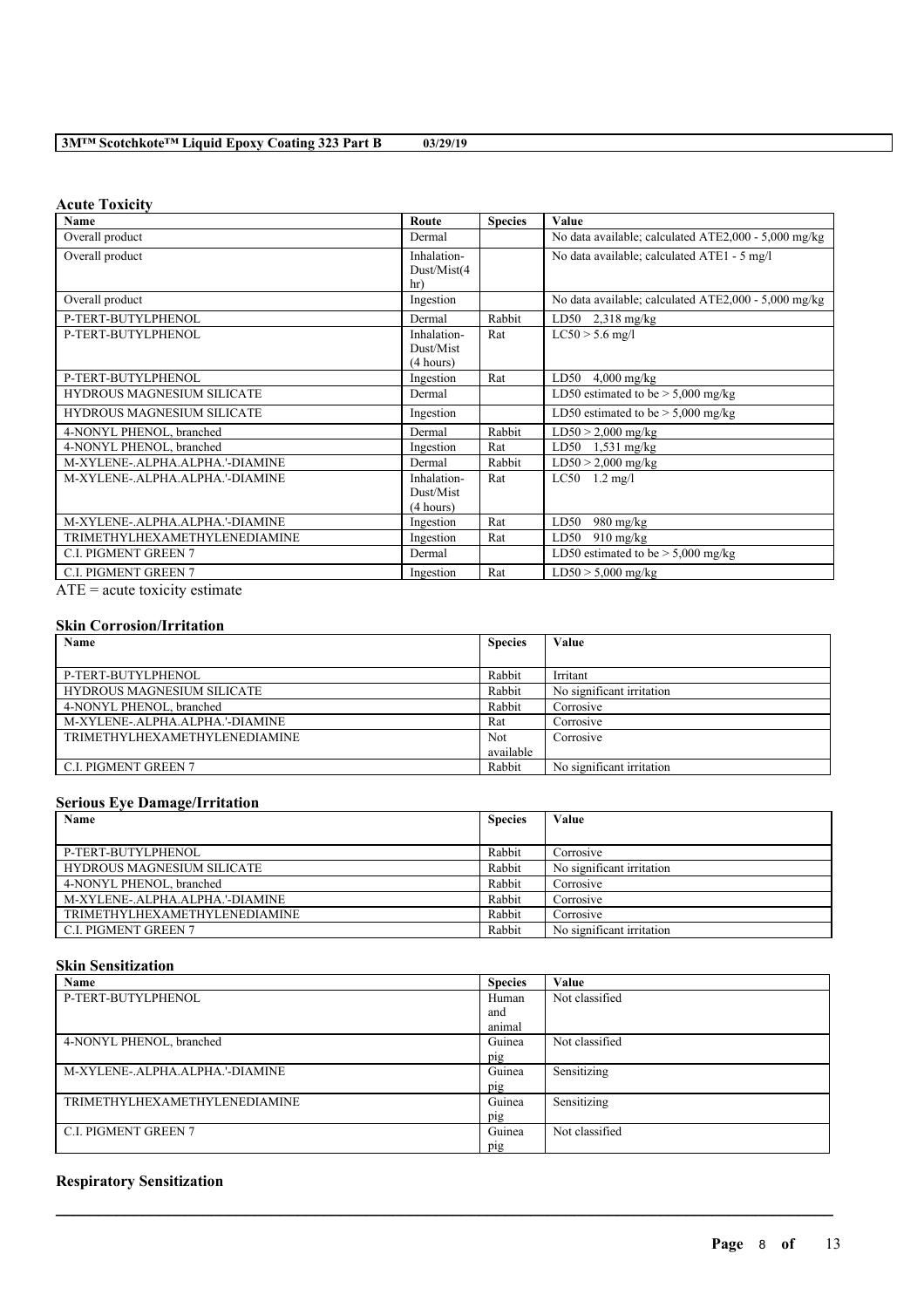### Acute Toxicity

| Name | Route | Species | Value |
|---|---|---|---|
| Overall product | Dermal | | No data available; calculated ATE2,000 - 5,000 mg/kg |
| Overall product | Inhalation-Dust/Mist(4 hr) | | No data available; calculated ATE1 - 5 mg/l |
| Overall product | Ingestion | | No data available; calculated ATE2,000 - 5,000 mg/kg |
| P-TERT-BUTYLPHENOL | Dermal | Rabbit | LD50 2,318 mg/kg |
| P-TERT-BUTYLPHENOL | Inhalation-Dust/Mist (4 hours) | Rat | LC50 > 5.6 mg/l |
| P-TERT-BUTYLPHENOL | Ingestion | Rat | LD50 4,000 mg/kg |
| HYDROUS MAGNESIUM SILICATE | Dermal | | LD50 estimated to be > 5,000 mg/kg |
| HYDROUS MAGNESIUM SILICATE | Ingestion | | LD50 estimated to be > 5,000 mg/kg |
| 4-NONYL PHENOL, branched | Dermal | Rabbit | LD50 > 2,000 mg/kg |
| 4-NONYL PHENOL, branched | Ingestion | Rat | LD50 1,531 mg/kg |
| M-XYLENE-.ALPHA.ALPHA.'-DIAMINE | Dermal | Rabbit | LD50 > 2,000 mg/kg |
| M-XYLENE-.ALPHA.ALPHA.'-DIAMINE | Inhalation-Dust/Mist (4 hours) | Rat | LC50 1.2 mg/l |
| M-XYLENE-.ALPHA.ALPHA.'-DIAMINE | Ingestion | Rat | LD50 980 mg/kg |
| TRIMETHYLHEXAMETHYLENEDIAMINE | Ingestion | Rat | LD50 910 mg/kg |
| C.I. PIGMENT GREEN 7 | Dermal | | LD50 estimated to be > 5,000 mg/kg |
| C.I. PIGMENT GREEN 7 | Ingestion | Rat | LD50 > 5,000 mg/kg |

ATE = acute toxicity estimate

### Skin Corrosion/Irritation

| Name | Species | Value |
|---|---|---|
| P-TERT-BUTYLPHENOL | Rabbit | Irritant |
| HYDROUS MAGNESIUM SILICATE | Rabbit | No significant irritation |
| 4-NONYL PHENOL, branched | Rabbit | Corrosive |
| M-XYLENE-.ALPHA.ALPHA.'-DIAMINE | Rat | Corrosive |
| TRIMETHYLHEXAMETHYLENEDIAMINE | Not available | Corrosive |
| C.I. PIGMENT GREEN 7 | Rabbit | No significant irritation |

### Serious Eye Damage/Irritation

| Name | Species | Value |
|---|---|---|
| P-TERT-BUTYLPHENOL | Rabbit | Corrosive |
| HYDROUS MAGNESIUM SILICATE | Rabbit | No significant irritation |
| 4-NONYL PHENOL, branched | Rabbit | Corrosive |
| M-XYLENE-.ALPHA.ALPHA.'-DIAMINE | Rabbit | Corrosive |
| TRIMETHYLHEXAMETHYLENEDIAMINE | Rabbit | Corrosive |
| C.I. PIGMENT GREEN 7 | Rabbit | No significant irritation |

### Skin Sensitization

| Name | Species | Value |
|---|---|---|
| P-TERT-BUTYLPHENOL | Human and animal | Not classified |
| 4-NONYL PHENOL, branched | Guinea pig | Not classified |
| M-XYLENE-.ALPHA.ALPHA.'-DIAMINE | Guinea pig | Sensitizing |
| TRIMETHYLHEXAMETHYLENEDIAMINE | Guinea pig | Sensitizing |
| C.I. PIGMENT GREEN 7 | Guinea pig | Not classified |

### Respiratory Sensitization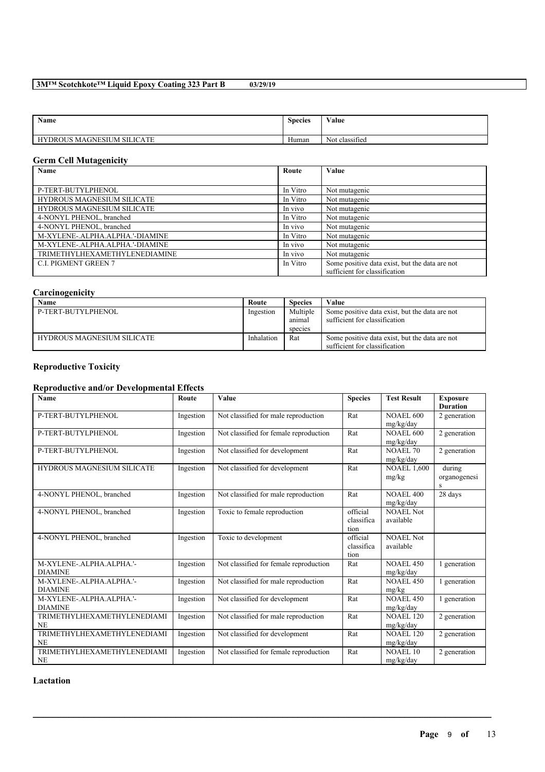| Name | Species | Value |
|---|---|---|
| HYDROUS MAGNESIUM SILICATE | Human | Not classified |

## Germ Cell Mutagenicity

| Name | Route | Value |
|---|---|---|
| P-TERT-BUTYLPHENOL | In Vitro | Not mutagenic |
| HYDROUS MAGNESIUM SILICATE | In Vitro | Not mutagenic |
| HYDROUS MAGNESIUM SILICATE | In vivo | Not mutagenic |
| 4-NONYL PHENOL, branched | In Vitro | Not mutagenic |
| 4-NONYL PHENOL, branched | In vivo | Not mutagenic |
| M-XYLENE-.ALPHA.ALPHA.'-DIAMINE | In Vitro | Not mutagenic |
| M-XYLENE-.ALPHA.ALPHA.'-DIAMINE | In vivo | Not mutagenic |
| TRIMETHYLHEXAMETHYLENEDIAMINE | In vivo | Not mutagenic |
| C.I. PIGMENT GREEN 7 | In Vitro | Some positive data exist, but the data are not sufficient for classification |

## Carcinogenicity

| Name | Route | Species | Value |
|---|---|---|---|
| P-TERT-BUTYLPHENOL | Ingestion | Multiple animal species | Some positive data exist, but the data are not sufficient for classification |
| HYDROUS MAGNESIUM SILICATE | Inhalation | Rat | Some positive data exist, but the data are not sufficient for classification |

## Reproductive Toxicity

### Reproductive and/or Developmental Effects

| Name | Route | Value | Species | Test Result | Exposure Duration |
|---|---|---|---|---|---|
| P-TERT-BUTYLPHENOL | Ingestion | Not classified for male reproduction | Rat | NOAEL 600 mg/kg/day | 2 generation |
| P-TERT-BUTYLPHENOL | Ingestion | Not classified for female reproduction | Rat | NOAEL 600 mg/kg/day | 2 generation |
| P-TERT-BUTYLPHENOL | Ingestion | Not classified for development | Rat | NOAEL 70 mg/kg/day | 2 generation |
| HYDROUS MAGNESIUM SILICATE | Ingestion | Not classified for development | Rat | NOAEL 1,600 mg/kg | during organogenesis |
| 4-NONYL PHENOL, branched | Ingestion | Not classified for male reproduction | Rat | NOAEL 400 mg/kg/day | 28 days |
| 4-NONYL PHENOL, branched | Ingestion | Toxic to female reproduction | official classification | NOAEL Not available | |
| 4-NONYL PHENOL, branched | Ingestion | Toxic to development | official classification | NOAEL Not available | |
| M-XYLENE-.ALPHA.ALPHA.'-DIAMINE | Ingestion | Not classified for female reproduction | Rat | NOAEL 450 mg/kg/day | 1 generation |
| M-XYLENE-.ALPHA.ALPHA.'-DIAMINE | Ingestion | Not classified for male reproduction | Rat | NOAEL 450 mg/kg | 1 generation |
| M-XYLENE-.ALPHA.ALPHA.'-DIAMINE | Ingestion | Not classified for development | Rat | NOAEL 450 mg/kg/day | 1 generation |
| TRIMETHYLHEXAMETHYLENEDIAMINE | Ingestion | Not classified for male reproduction | Rat | NOAEL 120 mg/kg/day | 2 generation |
| TRIMETHYLHEXAMETHYLENEDIAMINE | Ingestion | Not classified for development | Rat | NOAEL 120 mg/kg/day | 2 generation |
| TRIMETHYLHEXAMETHYLENEDIAMINE | Ingestion | Not classified for female reproduction | Rat | NOAEL 10 mg/kg/day | 2 generation |

### Lactation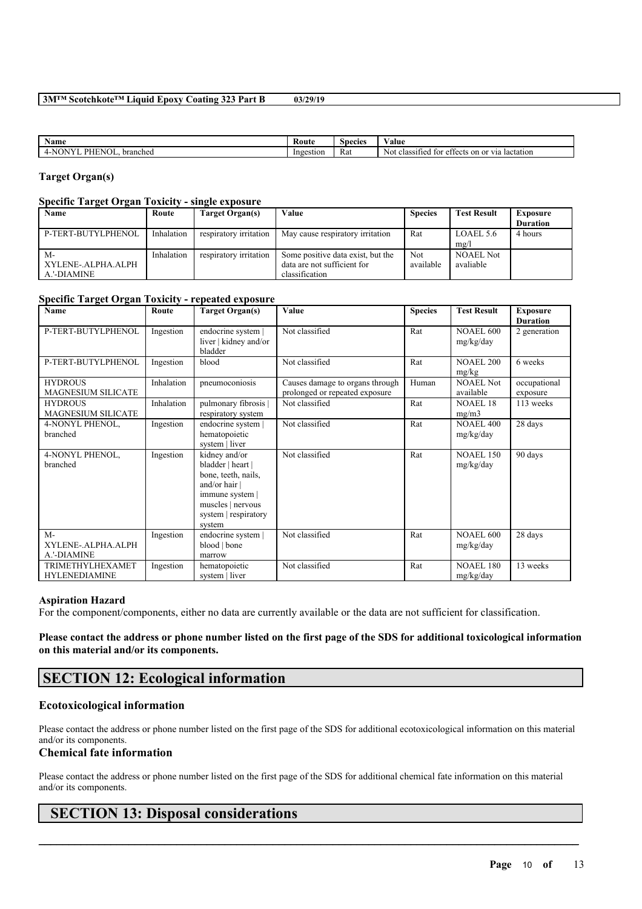| Name | Route | Species | Value |
|---|---|---|---|
| 4-NONYL PHENOL, branched | Ingestion | Rat | Not classified for effects on or via lactation |

### Target Organ(s)

#### Specific Target Organ Toxicity - single exposure

| Name | Route | Target Organ(s) | Value | Species | Test Result | Exposure Duration |
|---|---|---|---|---|---|---|
| P-TERT-BUTYLPHENOL | Inhalation | respiratory irritation | May cause respiratory irritation | Rat | LOAEL 5.6 mg/l | 4 hours |
| M-XYLENE-.ALPHA.ALPHA.'-DIAMINE | Inhalation | respiratory irritation | Some positive data exist, but the data are not sufficient for classification | Not available | NOAEL Not avaliable | |

#### Specific Target Organ Toxicity - repeated exposure

| Name | Route | Target Organ(s) | Value | Species | Test Result | Exposure Duration |
|---|---|---|---|---|---|---|
| P-TERT-BUTYLPHENOL | Ingestion | endocrine system \| liver \| kidney and/or bladder | Not classified | Rat | NOAEL 600 mg/kg/day | 2 generation |
| P-TERT-BUTYLPHENOL | Ingestion | blood | Not classified | Rat | NOAEL 200 mg/kg | 6 weeks |
| HYDROUS MAGNESIUM SILICATE | Inhalation | pneumoconiosis | Causes damage to organs through prolonged or repeated exposure | Human | NOAEL Not available | occupational exposure |
| HYDROUS MAGNESIUM SILICATE | Inhalation | pulmonary fibrosis \| respiratory system | Not classified | Rat | NOAEL 18 mg/m3 | 113 weeks |
| 4-NONYL PHENOL, branched | Ingestion | endocrine system \| hematopoietic system \| liver | Not classified | Rat | NOAEL 400 mg/kg/day | 28 days |
| 4-NONYL PHENOL, branched | Ingestion | kidney and/or bladder \| heart \| bone, teeth, nails, and/or hair \| immune system \| muscles \| nervous system \| respiratory system | Not classified | Rat | NOAEL 150 mg/kg/day | 90 days |
| M-XYLENE-.ALPHA.ALPHA.'-DIAMINE | Ingestion | endocrine system \| blood \| bone marrow | Not classified | Rat | NOAEL 600 mg/kg/day | 28 days |
| TRIMETHYLHEXAMETHYLENEDIAMINE | Ingestion | hematopoietic system \| liver | Not classified | Rat | NOAEL 180 mg/kg/day | 13 weeks |

### Aspiration Hazard

For the component/components, either no data are currently available or the data are not sufficient for classification.

**Please contact the address or phone number listed on the first page of the SDS for additional toxicological information on this material and/or its components.**

## SECTION 12: Ecological information

### Ecotoxicological information

Please contact the address or phone number listed on the first page of the SDS for additional ecotoxicological information on this material and/or its components.

### Chemical fate information

Please contact the address or phone number listed on the first page of the SDS for additional chemical fate information on this material and/or its components.

## SECTION 13: Disposal considerations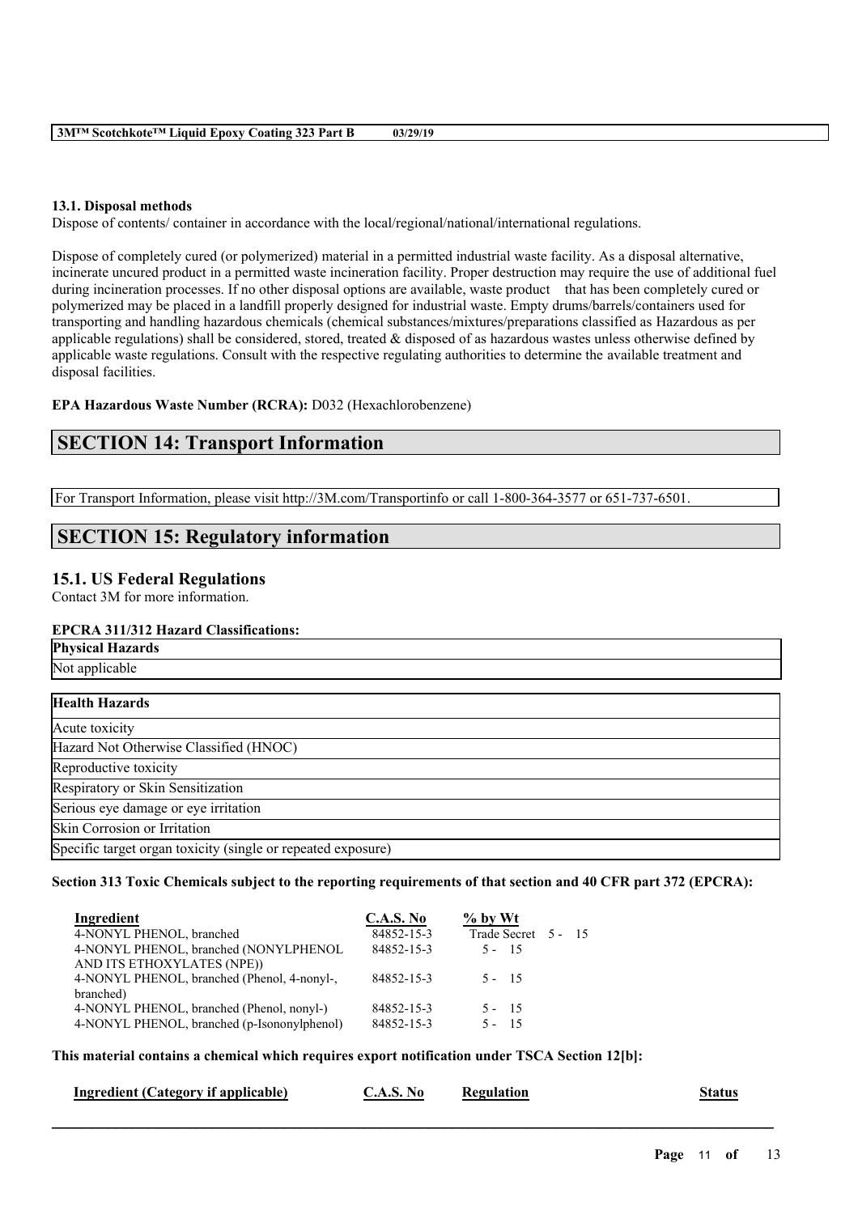#### 13.1. Disposal methods

Dispose of contents/ container in accordance with the local/regional/national/international regulations.

Dispose of completely cured (or polymerized) material in a permitted industrial waste facility. As a disposal alternative, incinerate uncured product in a permitted waste incineration facility. Proper destruction may require the use of additional fuel during incineration processes. If no other disposal options are available, waste product that has been completely cured or polymerized may be placed in a landfill properly designed for industrial waste. Empty drums/barrels/containers used for transporting and handling hazardous chemicals (chemical substances/mixtures/preparations classified as Hazardous as per applicable regulations) shall be considered, stored, treated & disposed of as hazardous wastes unless otherwise defined by applicable waste regulations. Consult with the respective regulating authorities to determine the available treatment and disposal facilities.

**EPA Hazardous Waste Number (RCRA):** D032 (Hexachlorobenzene)

## SECTION 14: Transport Information

For Transport Information, please visit http://3M.com/Transportinfo or call 1-800-364-3577 or 651-737-6501.

## SECTION 15: Regulatory information

### 15.1. US Federal Regulations

Contact 3M for more information.

**EPCRA 311/312 Hazard Classifications:**

| Physical Hazards |
| --- |
| Not applicable |

| Health Hazards |
| --- |
| Acute toxicity |
| Hazard Not Otherwise Classified (HNOC) |
| Reproductive toxicity |
| Respiratory or Skin Sensitization |
| Serious eye damage or eye irritation |
| Skin Corrosion or Irritation |
| Specific target organ toxicity (single or repeated exposure) |

**Section 313 Toxic Chemicals subject to the reporting requirements of that section and 40 CFR part 372 (EPCRA):**

| Ingredient | C.A.S. No | % by Wt |
| --- | --- | --- |
| 4-NONYL PHENOL, branched | 84852-15-3 | Trade Secret 5 - 15 |
| 4-NONYL PHENOL, branched (NONYLPHENOL AND ITS ETHOXYLATES (NPE)) | 84852-15-3 | 5 - 15 |
| 4-NONYL PHENOL, branched (Phenol, 4-nonyl-, branched) | 84852-15-3 | 5 - 15 |
| 4-NONYL PHENOL, branched (Phenol, nonyl-) | 84852-15-3 | 5 - 15 |
| 4-NONYL PHENOL, branched (p-Isononylphenol) | 84852-15-3 | 5 - 15 |

**This material contains a chemical which requires export notification under TSCA Section 12[b]:**

| Ingredient (Category if applicable) | C.A.S. No | Regulation | Status |
| --- | --- | --- | --- |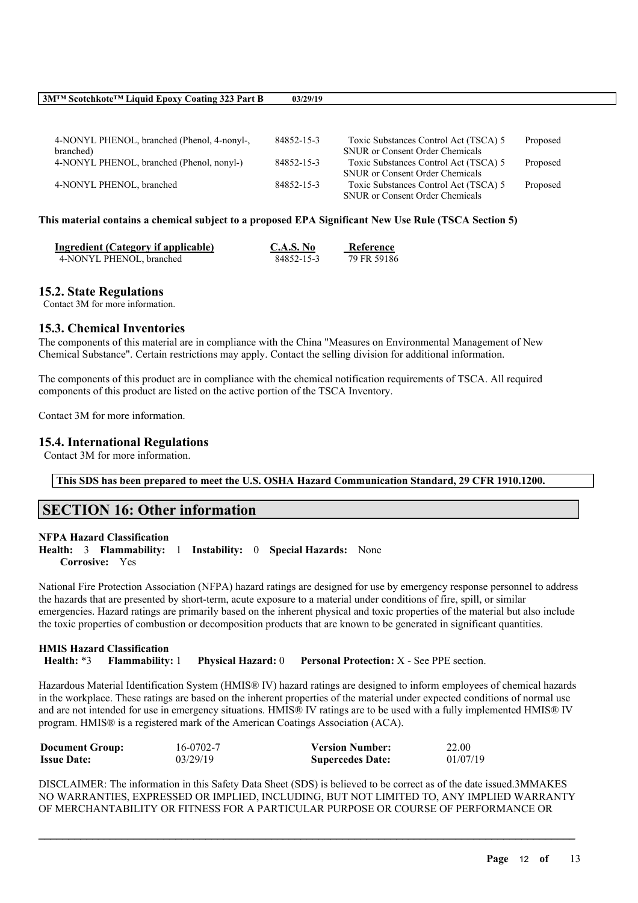| | | | |
|---|---|---|---|
| 4-NONYL PHENOL, branched (Phenol, 4-nonyl-, branched) | 84852-15-3 | Toxic Substances Control Act (TSCA) 5 SNUR or Consent Order Chemicals | Proposed |
| 4-NONYL PHENOL, branched (Phenol, nonyl-) | 84852-15-3 | Toxic Substances Control Act (TSCA) 5 SNUR or Consent Order Chemicals | Proposed |
| 4-NONYL PHENOL, branched | 84852-15-3 | Toxic Substances Control Act (TSCA) 5 SNUR or Consent Order Chemicals | Proposed |

**This material contains a chemical subject to a proposed EPA Significant New Use Rule (TSCA Section 5)**

| Ingredient (Category if applicable) | C.A.S. No | Reference |
|---|---|---|
| 4-NONYL PHENOL, branched | 84852-15-3 | 79 FR 59186 |

## 15.2. State Regulations

Contact 3M for more information.

## 15.3. Chemical Inventories

The components of this material are in compliance with the China "Measures on Environmental Management of New Chemical Substance". Certain restrictions may apply. Contact the selling division for additional information.

The components of this product are in compliance with the chemical notification requirements of TSCA. All required components of this product are listed on the active portion of the TSCA Inventory.

Contact 3M for more information.

## 15.4. International Regulations

Contact 3M for more information.

**This SDS has been prepared to meet the U.S. OSHA Hazard Communication Standard, 29 CFR 1910.1200.**

# SECTION 16: Other information

**NFPA Hazard Classification**

**Health:** 3 **Flammability:** 1 **Instability:** 0 **Special Hazards:** None
**Corrosive:** Yes

National Fire Protection Association (NFPA) hazard ratings are designed for use by emergency response personnel to address the hazards that are presented by short-term, acute exposure to a material under conditions of fire, spill, or similar emergencies. Hazard ratings are primarily based on the inherent physical and toxic properties of the material but also include the toxic properties of combustion or decomposition products that are known to be generated in significant quantities.

**HMIS Hazard Classification**

**Health:** *3 **Flammability:** 1 **Physical Hazard:** 0 **Personal Protection:** X - See PPE section.

Hazardous Material Identification System (HMIS® IV) hazard ratings are designed to inform employees of chemical hazards in the workplace. These ratings are based on the inherent properties of the material under expected conditions of normal use and are not intended for use in emergency situations. HMIS® IV ratings are to be used with a fully implemented HMIS® IV program. HMIS® is a registered mark of the American Coatings Association (ACA).

| | | | |
|---|---|---|---|
| **Document Group:** | 16-0702-7 | **Version Number:** | 22.00 |
| **Issue Date:** | 03/29/19 | **Supercedes Date:** | 01/07/19 |

DISCLAIMER: The information in this Safety Data Sheet (SDS) is believed to be correct as of the date issued.3MMAKES NO WARRANTIES, EXPRESSED OR IMPLIED, INCLUDING, BUT NOT LIMITED TO, ANY IMPLIED WARRANTY OF MERCHANTABILITY OR FITNESS FOR A PARTICULAR PURPOSE OR COURSE OF PERFORMANCE OR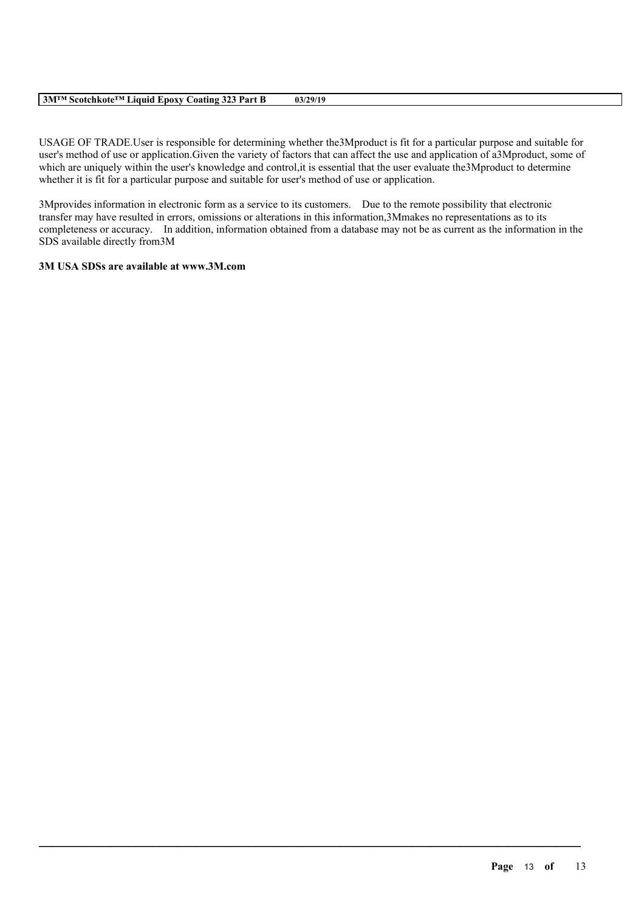USAGE OF TRADE.User is responsible for determining whether the3Mproduct is fit for a particular purpose and suitable for user's method of use or application.Given the variety of factors that can affect the use and application of a3Mproduct, some of which are uniquely within the user's knowledge and control,it is essential that the user evaluate the3Mproduct to determine whether it is fit for a particular purpose and suitable for user's method of use or application.

3Mprovides information in electronic form as a service to its customers. Due to the remote possibility that electronic transfer may have resulted in errors, omissions or alterations in this information,3Mmakes no representations as to its completeness or accuracy. In addition, information obtained from a database may not be as current as the information in the SDS available directly from3M

**3M USA SDSs are available at www.3M.com**